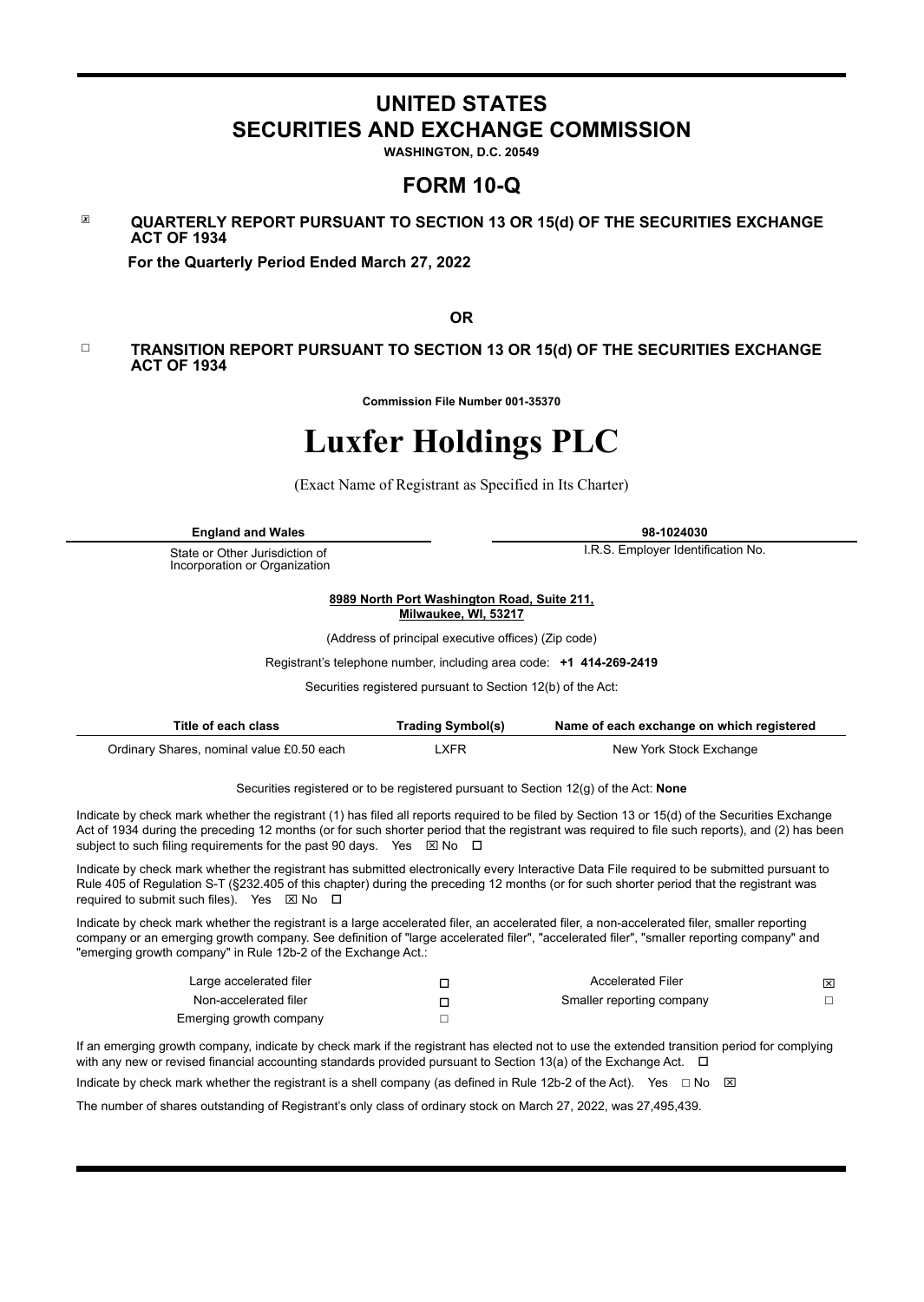# UNITED STATES
# SECURITIES AND EXCHANGE COMMISSION

**WASHINGTON, D.C. 20549**

## FORM 10-Q

☒ **QUARTERLY REPORT PURSUANT TO SECTION 13 OR 15(d) OF THE SECURITIES EXCHANGE ACT OF 1934**

**For the Quarterly Period Ended March 27, 2022**

**OR**

☐ **TRANSITION REPORT PURSUANT TO SECTION 13 OR 15(d) OF THE SECURITIES EXCHANGE ACT OF 1934**

**Commission File Number 001-35370**

# Luxfer Holdings PLC

(Exact Name of Registrant as Specified in Its Charter)

| **England and Wales** | **98-1024030** |
|---|---|
| State or Other Jurisdiction of Incorporation or Organization | I.R.S. Employer Identification No. |

**8989 North Port Washington Road, Suite 211, Milwaukee, WI, 53217**

(Address of principal executive offices) (Zip code)

Registrant's telephone number, including area code: **+1 414-269-2419**

Securities registered pursuant to Section 12(b) of the Act:

| Title of each class | Trading Symbol(s) | Name of each exchange on which registered |
|---|---|---|
| Ordinary Shares, nominal value £0.50 each | LXFR | New York Stock Exchange |

Securities registered or to be registered pursuant to Section 12(g) of the Act: **None**

Indicate by check mark whether the registrant (1) has filed all reports required to be filed by Section 13 or 15(d) of the Securities Exchange Act of 1934 during the preceding 12 months (or for such shorter period that the registrant was required to file such reports), and (2) has been subject to such filing requirements for the past 90 days. Yes ☒ No ☐

Indicate by check mark whether the registrant has submitted electronically every Interactive Data File required to be submitted pursuant to Rule 405 of Regulation S-T (§232.405 of this chapter) during the preceding 12 months (or for such shorter period that the registrant was required to submit such files). Yes ☒ No ☐

Indicate by check mark whether the registrant is a large accelerated filer, an accelerated filer, a non-accelerated filer, smaller reporting company or an emerging growth company. See definition of "large accelerated filer", "accelerated filer", "smaller reporting company" and "emerging growth company" in Rule 12b-2 of the Exchange Act.:

| | | | |
|---|---|---|---|
| Large accelerated filer | ☐ | Accelerated Filer | ☒ |
| Non-accelerated filer | ☐ | Smaller reporting company | ☐ |
| Emerging growth company | ☐ | | |

If an emerging growth company, indicate by check mark if the registrant has elected not to use the extended transition period for complying with any new or revised financial accounting standards provided pursuant to Section 13(a) of the Exchange Act. ☐

Indicate by check mark whether the registrant is a shell company (as defined in Rule 12b-2 of the Act). Yes ☐ No ☒

The number of shares outstanding of Registrant's only class of ordinary stock on March 27, 2022, was 27,495,439.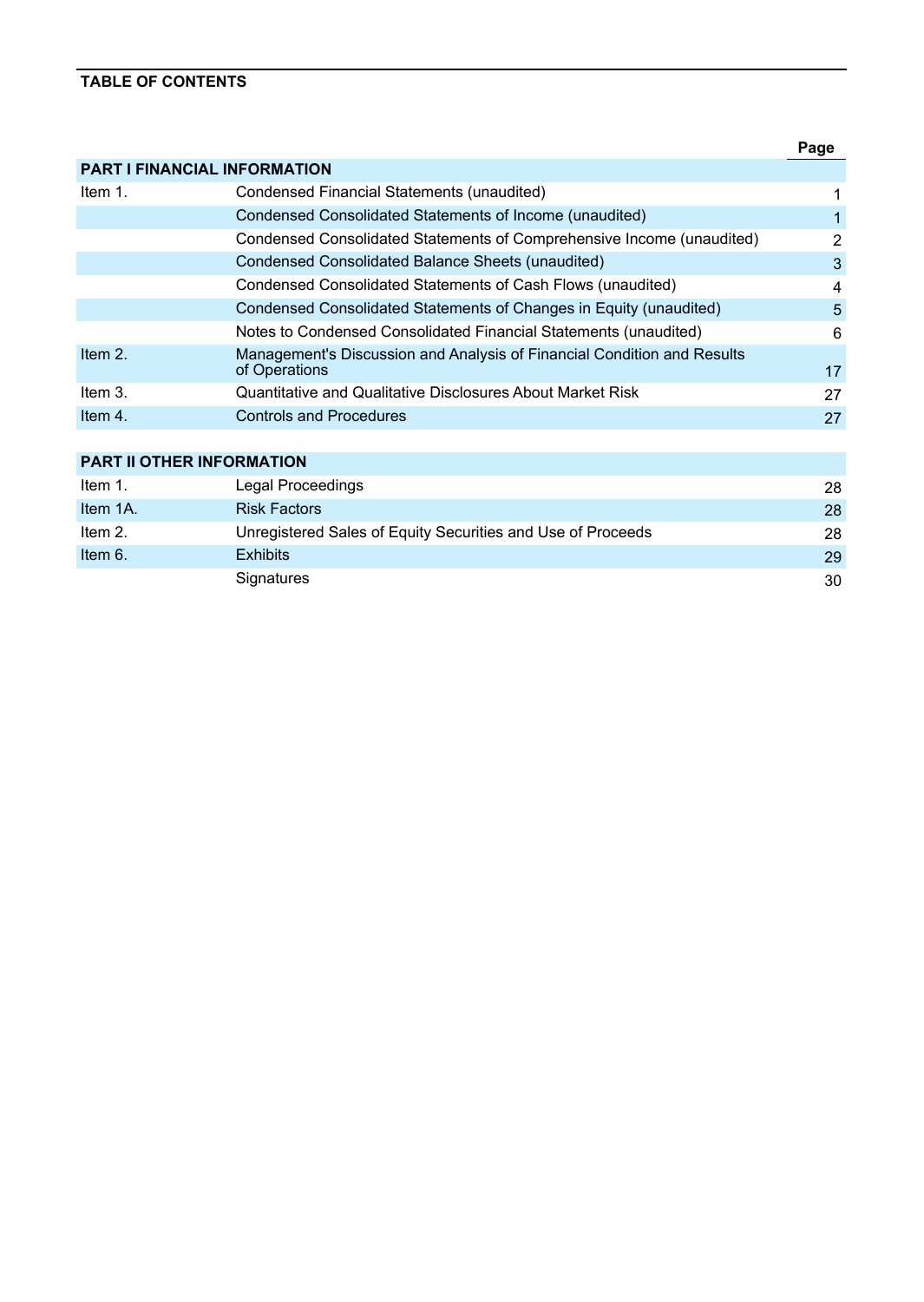**TABLE OF CONTENTS**

| | | Page |
|---|---|---|
| **PART I FINANCIAL INFORMATION** | | |
| Item 1. | Condensed Financial Statements (unaudited) | 1 |
| | Condensed Consolidated Statements of Income (unaudited) | 1 |
| | Condensed Consolidated Statements of Comprehensive Income (unaudited) | 2 |
| | Condensed Consolidated Balance Sheets (unaudited) | 3 |
| | Condensed Consolidated Statements of Cash Flows (unaudited) | 4 |
| | Condensed Consolidated Statements of Changes in Equity (unaudited) | 5 |
| | Notes to Condensed Consolidated Financial Statements (unaudited) | 6 |
| Item 2. | Management's Discussion and Analysis of Financial Condition and Results of Operations | 17 |
| Item 3. | Quantitative and Qualitative Disclosures About Market Risk | 27 |
| Item 4. | Controls and Procedures | 27 |
| **PART II OTHER INFORMATION** | | |
| Item 1. | Legal Proceedings | 28 |
| Item 1A. | Risk Factors | 28 |
| Item 2. | Unregistered Sales of Equity Securities and Use of Proceeds | 28 |
| Item 6. | Exhibits | 29 |
| | Signatures | 30 |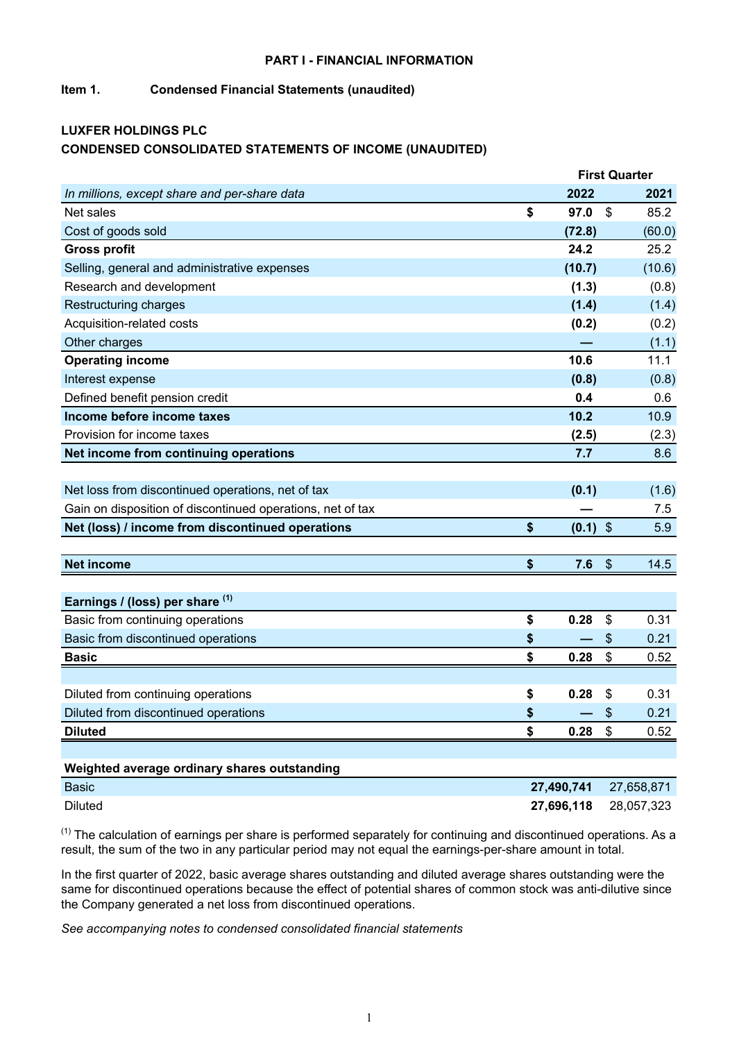# PART I - FINANCIAL INFORMATION

**Item 1. Condensed Financial Statements (unaudited)**

**LUXFER HOLDINGS PLC**

**CONDENSED CONSOLIDATED STATEMENTS OF INCOME (UNAUDITED)**

| | First Quarter | |
|---|---|---|
| *In millions, except share and per-share data* | **2022** | **2021** |
| Net sales | **$ 97.0** | $ 85.2 |
| Cost of goods sold | **(72.8)** | (60.0) |
| **Gross profit** | **24.2** | 25.2 |
| Selling, general and administrative expenses | **(10.7)** | (10.6) |
| Research and development | **(1.3)** | (0.8) |
| Restructuring charges | **(1.4)** | (1.4) |
| Acquisition-related costs | **(0.2)** | (0.2) |
| Other charges | **—** | (1.1) |
| **Operating income** | **10.6** | 11.1 |
| Interest expense | **(0.8)** | (0.8) |
| Defined benefit pension credit | **0.4** | 0.6 |
| **Income before income taxes** | **10.2** | 10.9 |
| Provision for income taxes | **(2.5)** | (2.3) |
| **Net income from continuing operations** | **7.7** | 8.6 |
| | | |
| Net loss from discontinued operations, net of tax | **(0.1)** | (1.6) |
| Gain on disposition of discontinued operations, net of tax | **—** | 7.5 |
| **Net (loss) / income from discontinued operations** | **$ (0.1)** | $ 5.9 |
| | | |
| **Net income** | **$ 7.6** | $ 14.5 |
| | | |
| **Earnings / (loss) per share [(1)]** | | |
| Basic from continuing operations | **$ 0.28** | $ 0.31 |
| Basic from discontinued operations | **$ —** | $ 0.21 |
| **Basic** | **$ 0.28** | $ 0.52 |
| | | |
| Diluted from continuing operations | **$ 0.28** | $ 0.31 |
| Diluted from discontinued operations | **$ —** | $ 0.21 |
| **Diluted** | **$ 0.28** | $ 0.52 |
| | | |
| **Weighted average ordinary shares outstanding** | | |
| Basic | **27,490,741** | 27,658,871 |
| Diluted | **27,696,118** | 28,057,323 |

[(1)] The calculation of earnings per share is performed separately for continuing and discontinued operations. As a result, the sum of the two in any particular period may not equal the earnings-per-share amount in total.

In the first quarter of 2022, basic average shares outstanding and diluted average shares outstanding were the same for discontinued operations because the effect of potential shares of common stock was anti-dilutive since the Company generated a net loss from discontinued operations.

*See accompanying notes to condensed consolidated financial statements*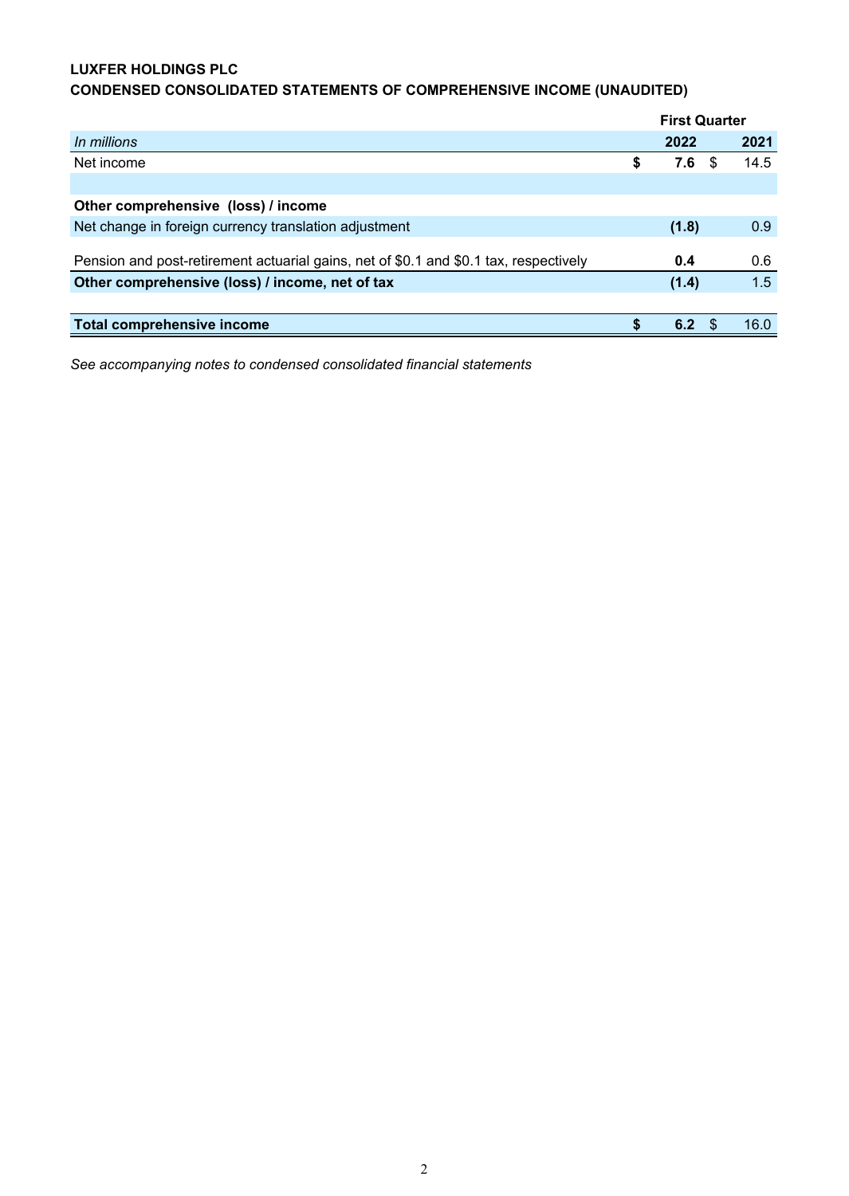**LUXFER HOLDINGS PLC**
**CONDENSED CONSOLIDATED STATEMENTS OF COMPREHENSIVE INCOME (UNAUDITED)**

| | First Quarter | |
|---|---|---|
| *In millions* | **2022** | **2021** |
| Net income | **$ 7.6** | $ 14.5 |
| | | |
| **Other comprehensive (loss) / income** | | |
| Net change in foreign currency translation adjustment | **(1.8)** | 0.9 |
| Pension and post-retirement actuarial gains, net of $0.1 and $0.1 tax, respectively | **0.4** | 0.6 |
| **Other comprehensive (loss) / income, net of tax** | **(1.4)** | 1.5 |
| | | |
| **Total comprehensive income** | **$ 6.2** | $ 16.0 |

*See accompanying notes to condensed consolidated financial statements*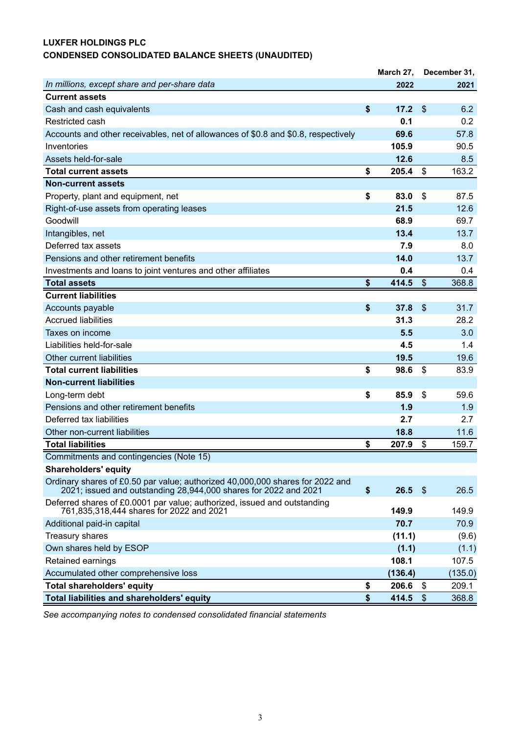**LUXFER HOLDINGS PLC**
**CONDENSED CONSOLIDATED BALANCE SHEETS (UNAUDITED)**

| *In millions, except share and per-share data* | March 27, 2022 | December 31, 2021 |
|---|---|---|
| **Current assets** | | |
| Cash and cash equivalents | **$ 17.2** | $ 6.2 |
| Restricted cash | **0.1** | 0.2 |
| Accounts and other receivables, net of allowances of $0.8 and $0.8, respectively | **69.6** | 57.8 |
| Inventories | **105.9** | 90.5 |
| Assets held-for-sale | **12.6** | 8.5 |
| **Total current assets** | **$ 205.4** | $ 163.2 |
| **Non-current assets** | | |
| Property, plant and equipment, net | **$ 83.0** | $ 87.5 |
| Right-of-use assets from operating leases | **21.5** | 12.6 |
| Goodwill | **68.9** | 69.7 |
| Intangibles, net | **13.4** | 13.7 |
| Deferred tax assets | **7.9** | 8.0 |
| Pensions and other retirement benefits | **14.0** | 13.7 |
| Investments and loans to joint ventures and other affiliates | **0.4** | 0.4 |
| **Total assets** | **$ 414.5** | $ 368.8 |
| **Current liabilities** | | |
| Accounts payable | **$ 37.8** | $ 31.7 |
| Accrued liabilities | **31.3** | 28.2 |
| Taxes on income | **5.5** | 3.0 |
| Liabilities held-for-sale | **4.5** | 1.4 |
| Other current liabilities | **19.5** | 19.6 |
| **Total current liabilities** | **$ 98.6** | $ 83.9 |
| **Non-current liabilities** | | |
| Long-term debt | **$ 85.9** | $ 59.6 |
| Pensions and other retirement benefits | **1.9** | 1.9 |
| Deferred tax liabilities | **2.7** | 2.7 |
| Other non-current liabilities | **18.8** | 11.6 |
| **Total liabilities** | **$ 207.9** | $ 159.7 |
| Commitments and contingencies (Note 15) | | |
| **Shareholders' equity** | | |
| Ordinary shares of £0.50 par value; authorized 40,000,000 shares for 2022 and 2021; issued and outstanding 28,944,000 shares for 2022 and 2021 | **$ 26.5** | $ 26.5 |
| Deferred shares of £0.0001 par value; authorized, issued and outstanding 761,835,318,444 shares for 2022 and 2021 | **149.9** | 149.9 |
| Additional paid-in capital | **70.7** | 70.9 |
| Treasury shares | **(11.1)** | (9.6) |
| Own shares held by ESOP | **(1.1)** | (1.1) |
| Retained earnings | **108.1** | 107.5 |
| Accumulated other comprehensive loss | **(136.4)** | (135.0) |
| **Total shareholders' equity** | **$ 206.6** | $ 209.1 |
| **Total liabilities and shareholders' equity** | **$ 414.5** | $ 368.8 |

*See accompanying notes to condensed consolidated financial statements*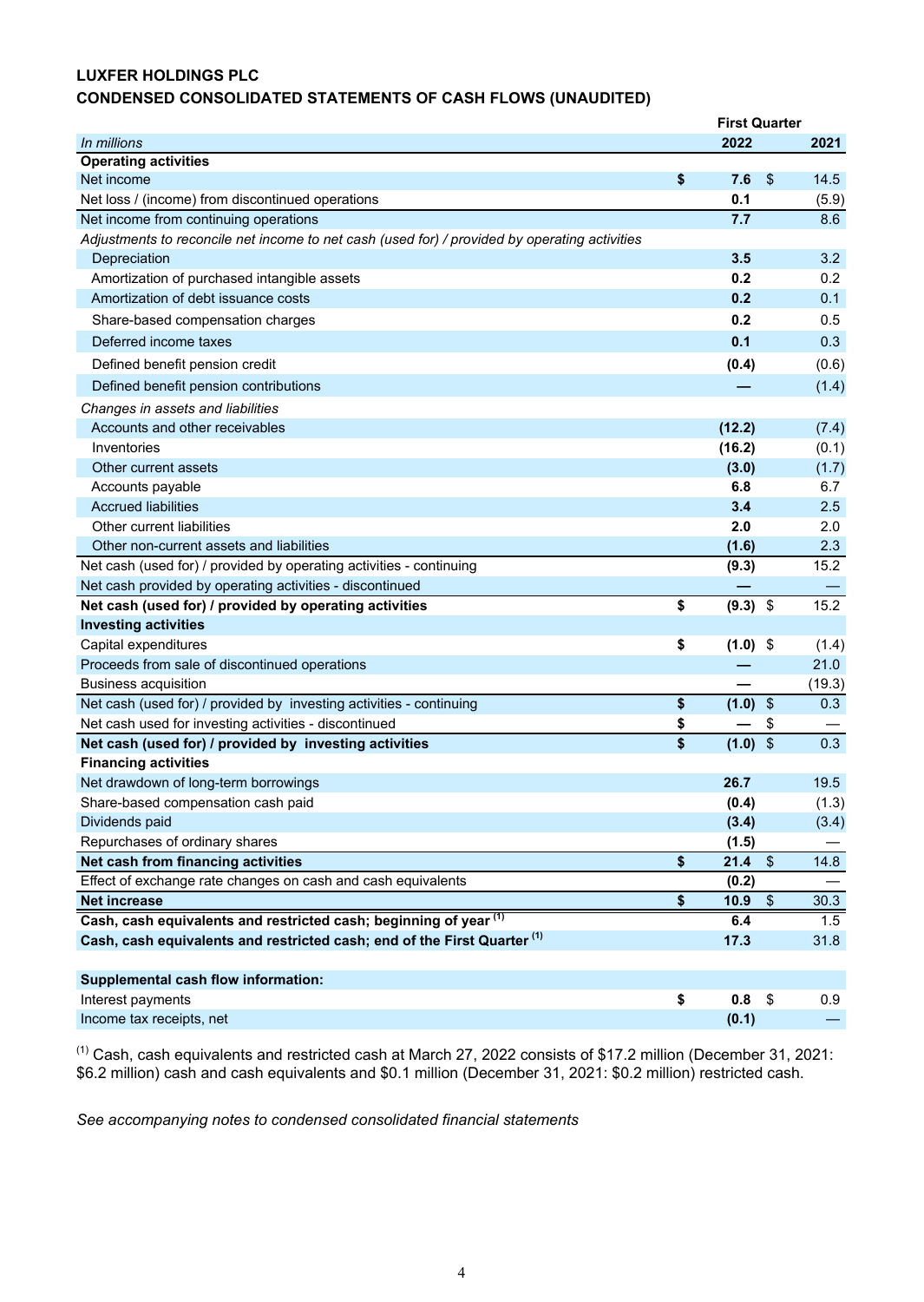**LUXFER HOLDINGS PLC**
**CONDENSED CONSOLIDATED STATEMENTS OF CASH FLOWS (UNAUDITED)**

| *In millions* | First Quarter 2022 | 2021 |
|---|---|---|
| **Operating activities** | | |
| Net income | **$ 7.6** | $ 14.5 |
| Net loss / (income) from discontinued operations | **0.1** | (5.9) |
| Net income from continuing operations | **7.7** | 8.6 |
| *Adjustments to reconcile net income to net cash (used for) / provided by operating activities* | | |
| Depreciation | **3.5** | 3.2 |
| Amortization of purchased intangible assets | **0.2** | 0.2 |
| Amortization of debt issuance costs | **0.2** | 0.1 |
| Share-based compensation charges | **0.2** | 0.5 |
| Deferred income taxes | **0.1** | 0.3 |
| Defined benefit pension credit | **(0.4)** | (0.6) |
| Defined benefit pension contributions | **—** | (1.4) |
| *Changes in assets and liabilities* | | |
| Accounts and other receivables | **(12.2)** | (7.4) |
| Inventories | **(16.2)** | (0.1) |
| Other current assets | **(3.0)** | (1.7) |
| Accounts payable | **6.8** | 6.7 |
| Accrued liabilities | **3.4** | 2.5 |
| Other current liabilities | **2.0** | 2.0 |
| Other non-current assets and liabilities | **(1.6)** | 2.3 |
| Net cash (used for) / provided by operating activities - continuing | **(9.3)** | 15.2 |
| Net cash provided by operating activities - discontinued | **—** | — |
| **Net cash (used for) / provided by operating activities** | **$ (9.3)** | $ 15.2 |
| **Investing activities** | | |
| Capital expenditures | **$ (1.0)** | $ (1.4) |
| Proceeds from sale of discontinued operations | **—** | 21.0 |
| Business acquisition | **—** | (19.3) |
| Net cash (used for) / provided by investing activities - continuing | **$ (1.0)** | $ 0.3 |
| Net cash used for investing activities - discontinued | **$ —** | $ — |
| **Net cash (used for) / provided by investing activities** | **$ (1.0)** | $ 0.3 |
| **Financing activities** | | |
| Net drawdown of long-term borrowings | **26.7** | 19.5 |
| Share-based compensation cash paid | **(0.4)** | (1.3) |
| Dividends paid | **(3.4)** | (3.4) |
| Repurchases of ordinary shares | **(1.5)** | — |
| **Net cash from financing activities** | **$ 21.4** | $ 14.8 |
| Effect of exchange rate changes on cash and cash equivalents | **(0.2)** | — |
| **Net increase** | **$ 10.9** | $ 30.3 |
| **Cash, cash equivalents and restricted cash; beginning of year [(1)]** | **6.4** | 1.5 |
| **Cash, cash equivalents and restricted cash; end of the First Quarter [(1)]** | **17.3** | 31.8 |
| | | |
| **Supplemental cash flow information:** | | |
| Interest payments | **$ 0.8** | $ 0.9 |
| Income tax receipts, net | **(0.1)** | — |

[(1)] Cash, cash equivalents and restricted cash at March 27, 2022 consists of $17.2 million (December 31, 2021: $6.2 million) cash and cash equivalents and $0.1 million (December 31, 2021: $0.2 million) restricted cash.

*See accompanying notes to condensed consolidated financial statements*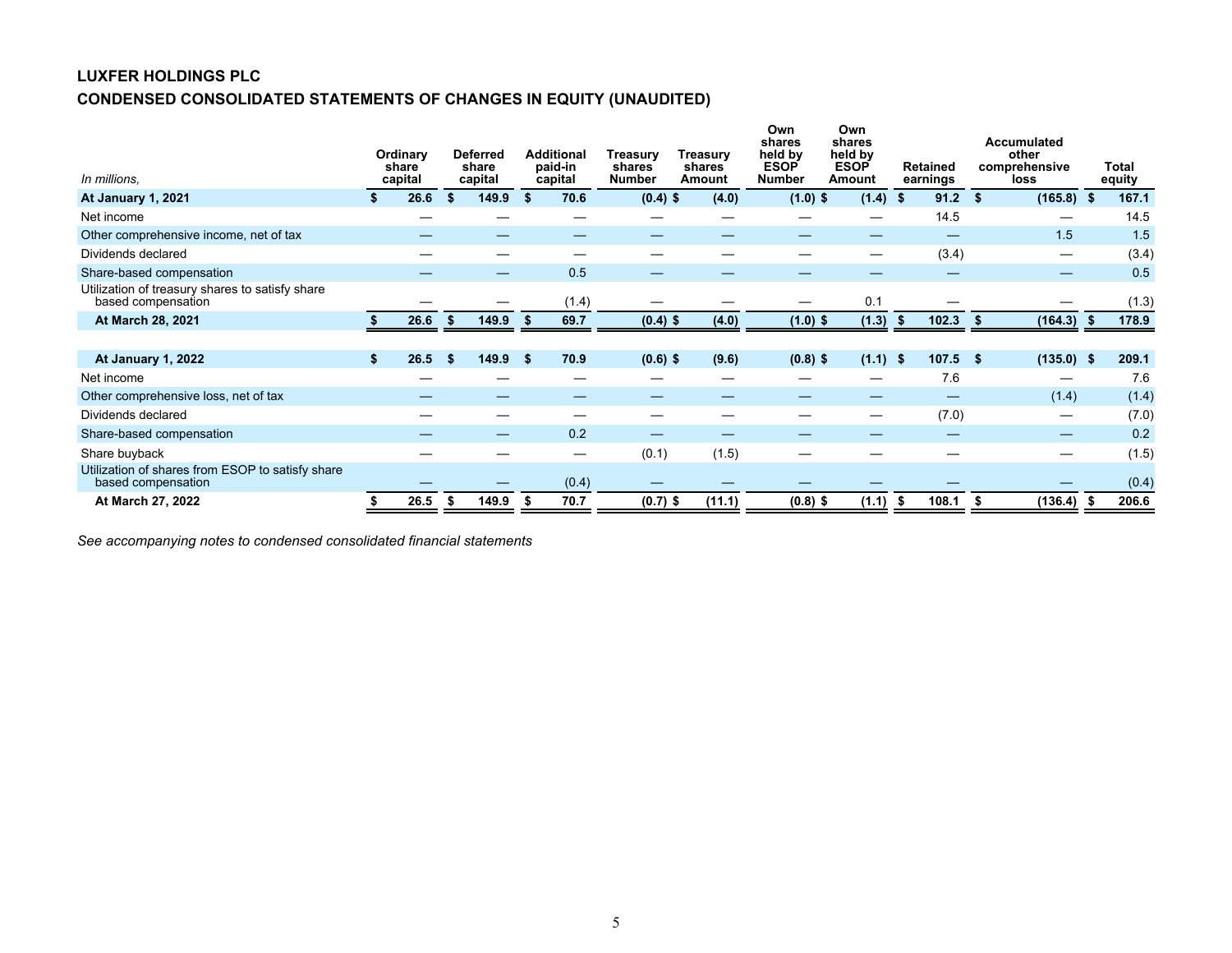# LUXFER HOLDINGS PLC

## CONDENSED CONSOLIDATED STATEMENTS OF CHANGES IN EQUITY (UNAUDITED)

| *In millions,* | Ordinary share capital | Deferred share capital | Additional paid-in capital | Treasury shares Number | Treasury shares Amount | Own shares held by ESOP Number | Own shares held by ESOP Amount | Retained earnings | Accumulated other comprehensive loss | Total equity |
|---|---|---|---|---|---|---|---|---|---|---|
| **At January 1, 2021** | **$ 26.6** | **$ 149.9** | **$ 70.6** | **(0.4)** | **$ (4.0)** | **(1.0)** | **$ (1.4)** | **$ 91.2** | **$ (165.8)** | **$ 167.1** |
| Net income | — | — | — | — | — | — | — | 14.5 | — | 14.5 |
| Other comprehensive income, net of tax | — | — | — | — | — | — | — | — | 1.5 | 1.5 |
| Dividends declared | — | — | — | — | — | — | — | (3.4) | — | (3.4) |
| Share-based compensation | — | — | 0.5 | — | — | — | — | — | — | 0.5 |
| Utilization of treasury shares to satisfy share based compensation | — | — | (1.4) | — | — | — | 0.1 | — | — | (1.3) |
| **At March 28, 2021** | **$ 26.6** | **$ 149.9** | **$ 69.7** | **(0.4)** | **$ (4.0)** | **(1.0)** | **$ (1.3)** | **$ 102.3** | **$ (164.3)** | **$ 178.9** |
| | | | | | | | | | | |
| **At January 1, 2022** | **$ 26.5** | **$ 149.9** | **$ 70.9** | **(0.6)** | **$ (9.6)** | **(0.8)** | **$ (1.1)** | **$ 107.5** | **$ (135.0)** | **$ 209.1** |
| Net income | — | — | — | — | — | — | — | 7.6 | — | 7.6 |
| Other comprehensive loss, net of tax | — | — | — | — | — | — | — | — | (1.4) | (1.4) |
| Dividends declared | — | — | — | — | — | — | — | (7.0) | — | (7.0) |
| Share-based compensation | — | — | 0.2 | — | — | — | — | — | — | 0.2 |
| Share buyback | — | — | — | (0.1) | (1.5) | — | — | — | — | (1.5) |
| Utilization of shares from ESOP to satisfy share based compensation | — | — | (0.4) | — | — | — | — | — | — | (0.4) |
| **At March 27, 2022** | **$ 26.5** | **$ 149.9** | **$ 70.7** | **(0.7)** | **$ (11.1)** | **(0.8)** | **$ (1.1)** | **$ 108.1** | **$ (136.4)** | **$ 206.6** |

*See accompanying notes to condensed consolidated financial statements*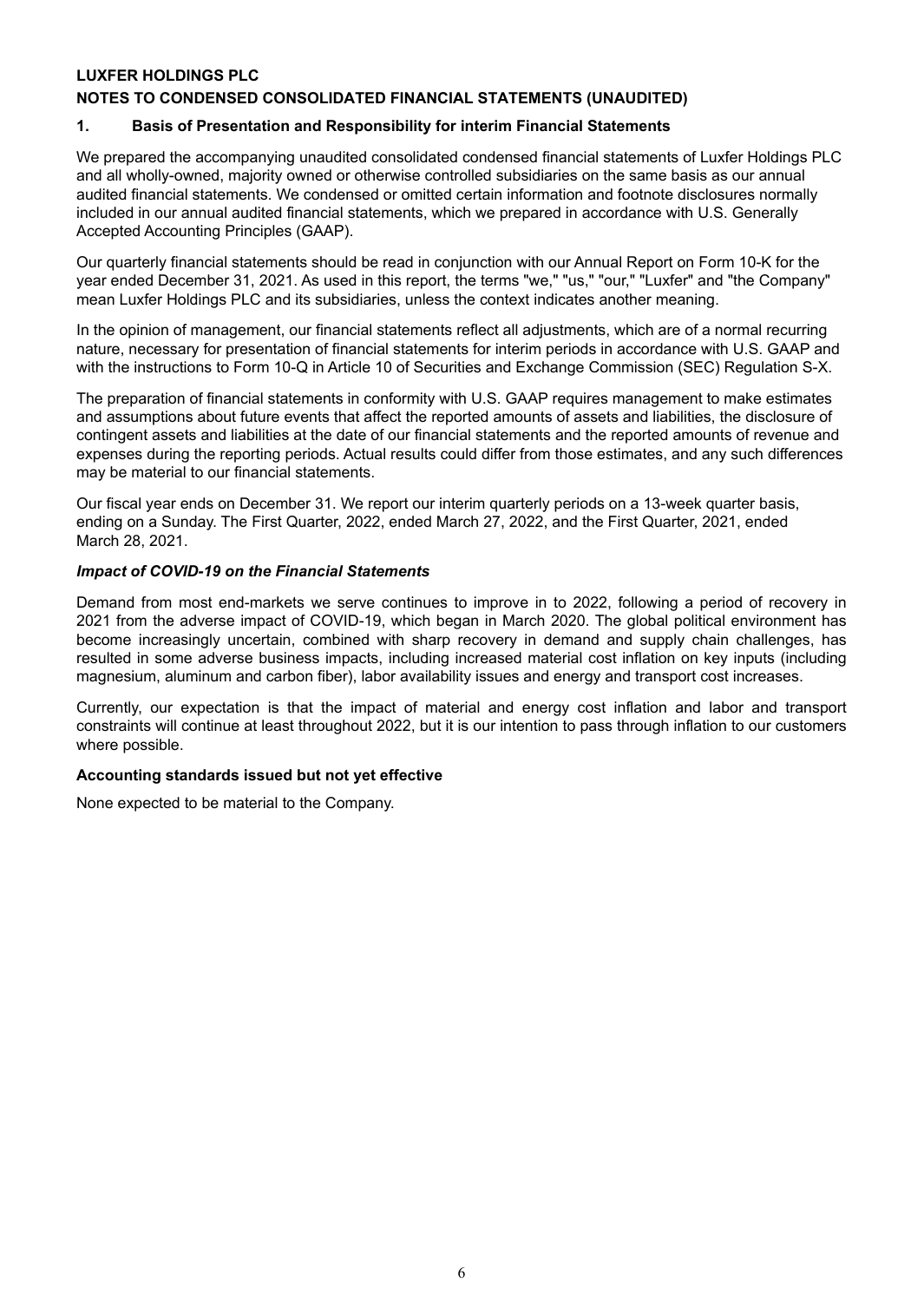# LUXFER HOLDINGS PLC

## NOTES TO CONDENSED CONSOLIDATED FINANCIAL STATEMENTS (UNAUDITED)

### 1. Basis of Presentation and Responsibility for interim Financial Statements

We prepared the accompanying unaudited consolidated condensed financial statements of Luxfer Holdings PLC and all wholly-owned, majority owned or otherwise controlled subsidiaries on the same basis as our annual audited financial statements. We condensed or omitted certain information and footnote disclosures normally included in our annual audited financial statements, which we prepared in accordance with U.S. Generally Accepted Accounting Principles (GAAP).

Our quarterly financial statements should be read in conjunction with our Annual Report on Form 10-K for the year ended December 31, 2021. As used in this report, the terms "we," "us," "our," "Luxfer" and "the Company" mean Luxfer Holdings PLC and its subsidiaries, unless the context indicates another meaning.

In the opinion of management, our financial statements reflect all adjustments, which are of a normal recurring nature, necessary for presentation of financial statements for interim periods in accordance with U.S. GAAP and with the instructions to Form 10-Q in Article 10 of Securities and Exchange Commission (SEC) Regulation S-X.

The preparation of financial statements in conformity with U.S. GAAP requires management to make estimates and assumptions about future events that affect the reported amounts of assets and liabilities, the disclosure of contingent assets and liabilities at the date of our financial statements and the reported amounts of revenue and expenses during the reporting periods. Actual results could differ from those estimates, and any such differences may be material to our financial statements.

Our fiscal year ends on December 31. We report our interim quarterly periods on a 13-week quarter basis, ending on a Sunday. The First Quarter, 2022, ended March 27, 2022, and the First Quarter, 2021, ended March 28, 2021.

#### *Impact of COVID-19 on the Financial Statements*

Demand from most end-markets we serve continues to improve in to 2022, following a period of recovery in 2021 from the adverse impact of COVID-19, which began in March 2020. The global political environment has become increasingly uncertain, combined with sharp recovery in demand and supply chain challenges, has resulted in some adverse business impacts, including increased material cost inflation on key inputs (including magnesium, aluminum and carbon fiber), labor availability issues and energy and transport cost increases.

Currently, our expectation is that the impact of material and energy cost inflation and labor and transport constraints will continue at least throughout 2022, but it is our intention to pass through inflation to our customers where possible.

#### Accounting standards issued but not yet effective

None expected to be material to the Company.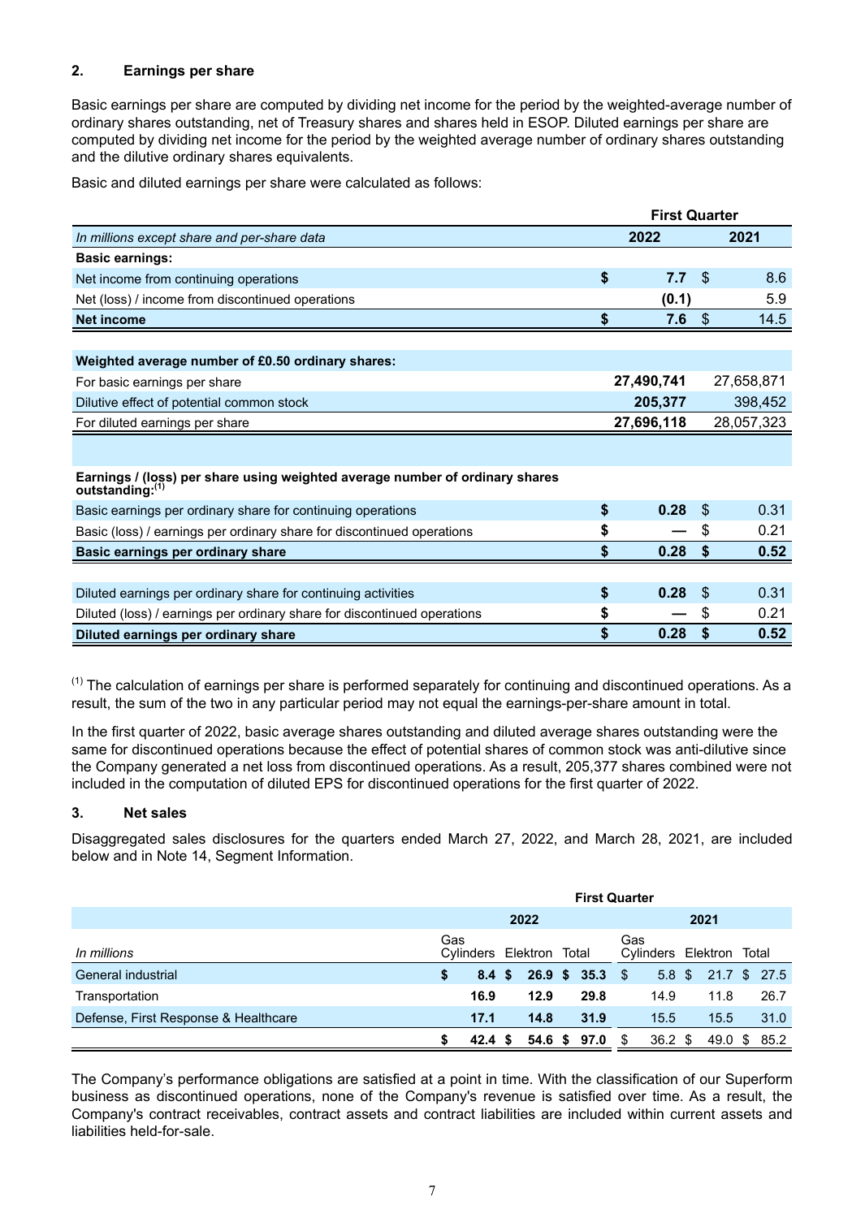## 2. Earnings per share

Basic earnings per share are computed by dividing net income for the period by the weighted-average number of ordinary shares outstanding, net of Treasury shares and shares held in ESOP. Diluted earnings per share are computed by dividing net income for the period by the weighted average number of ordinary shares outstanding and the dilutive ordinary shares equivalents.

Basic and diluted earnings per share were calculated as follows:

| | First Quarter | |
|---|---|---|
| *In millions except share and per-share data* | **2022** | **2021** |
| **Basic earnings:** | | |
| Net income from continuing operations | **$ 7.7** | $ 8.6 |
| Net (loss) / income from discontinued operations | **(0.1)** | 5.9 |
| **Net income** | **$ 7.6** | $ 14.5 |
| | | |
| **Weighted average number of £0.50 ordinary shares:** | | |
| For basic earnings per share | **27,490,741** | 27,658,871 |
| Dilutive effect of potential common stock | **205,377** | 398,452 |
| For diluted earnings per share | **27,696,118** | 28,057,323 |
| | | |
| **Earnings / (loss) per share using weighted average number of ordinary shares outstanding:**[1] | | |
| Basic earnings per ordinary share for continuing operations | **$ 0.28** | $ 0.31 |
| Basic (loss) / earnings per ordinary share for discontinued operations | **$ —** | $ 0.21 |
| **Basic earnings per ordinary share** | **$ 0.28** | **$ 0.52** |
| | | |
| Diluted earnings per ordinary share for continuing activities | **$ 0.28** | $ 0.31 |
| Diluted (loss) / earnings per ordinary share for discontinued operations | **$ —** | $ 0.21 |
| **Diluted earnings per ordinary share** | **$ 0.28** | **$ 0.52** |

[1] The calculation of earnings per share is performed separately for continuing and discontinued operations. As a result, the sum of the two in any particular period may not equal the earnings-per-share amount in total.

In the first quarter of 2022, basic average shares outstanding and diluted average shares outstanding were the same for discontinued operations because the effect of potential shares of common stock was anti-dilutive since the Company generated a net loss from discontinued operations. As a result, 205,377 shares combined were not included in the computation of diluted EPS for discontinued operations for the first quarter of 2022.

## 3. Net sales

Disaggregated sales disclosures for the quarters ended March 27, 2022, and March 28, 2021, are included below and in Note 14, Segment Information.

| | First Quarter | | | | | |
|---|---|---|---|---|---|---|
| | **2022** | | | **2021** | | |
| *In millions* | Gas Cylinders | Elektron | Total | Gas Cylinders | Elektron | Total |
| General industrial | **$ 8.4** | **$ 26.9** | **$ 35.3** | $ 5.8 | $ 21.7 | $ 27.5 |
| Transportation | **16.9** | **12.9** | **29.8** | 14.9 | 11.8 | 26.7 |
| Defense, First Response & Healthcare | **17.1** | **14.8** | **31.9** | 15.5 | 15.5 | 31.0 |
| | **$ 42.4** | **$ 54.6** | **$ 97.0** | $ 36.2 | $ 49.0 | $ 85.2 |

The Company's performance obligations are satisfied at a point in time. With the classification of our Superform business as discontinued operations, none of the Company's revenue is satisfied over time. As a result, the Company's contract receivables, contract assets and contract liabilities are included within current assets and liabilities held-for-sale.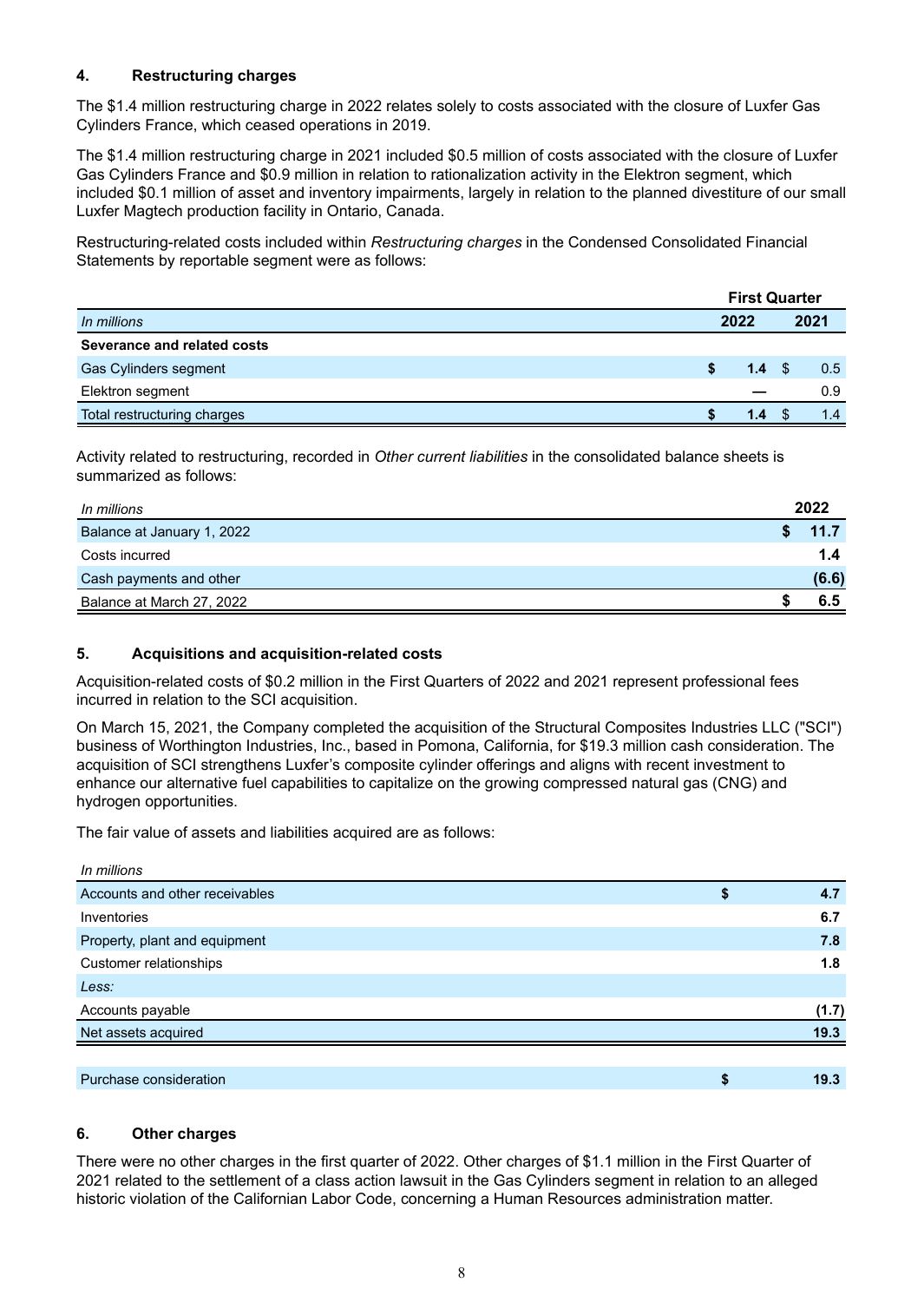## 4. Restructuring charges

The $1.4 million restructuring charge in 2022 relates solely to costs associated with the closure of Luxfer Gas Cylinders France, which ceased operations in 2019.

The $1.4 million restructuring charge in 2021 included $0.5 million of costs associated with the closure of Luxfer Gas Cylinders France and $0.9 million in relation to rationalization activity in the Elektron segment, which included $0.1 million of asset and inventory impairments, largely in relation to the planned divestiture of our small Luxfer Magtech production facility in Ontario, Canada.

Restructuring-related costs included within *Restructuring charges* in the Condensed Consolidated Financial Statements by reportable segment were as follows:

| | First Quarter | |
|---|---|---|
| *In millions* | **2022** | **2021** |
| **Severance and related costs** | | |
| Gas Cylinders segment | **$ 1.4** | $ 0.5 |
| Elektron segment | **—** | 0.9 |
| Total restructuring charges | **$ 1.4** | $ 1.4 |

Activity related to restructuring, recorded in *Other current liabilities* in the consolidated balance sheets is summarized as follows:

| *In millions* | **2022** |
|---|---|
| Balance at January 1, 2022 | **$ 11.7** |
| Costs incurred | **1.4** |
| Cash payments and other | **(6.6)** |
| Balance at March 27, 2022 | **$ 6.5** |

## 5. Acquisitions and acquisition-related costs

Acquisition-related costs of $0.2 million in the First Quarters of 2022 and 2021 represent professional fees incurred in relation to the SCI acquisition.

On March 15, 2021, the Company completed the acquisition of the Structural Composites Industries LLC ("SCI") business of Worthington Industries, Inc., based in Pomona, California, for $19.3 million cash consideration. The acquisition of SCI strengthens Luxfer's composite cylinder offerings and aligns with recent investment to enhance our alternative fuel capabilities to capitalize on the growing compressed natural gas (CNG) and hydrogen opportunities.

The fair value of assets and liabilities acquired are as follows:

| *In millions* | |
|---|---|
| Accounts and other receivables | **$ 4.7** |
| Inventories | **6.7** |
| Property, plant and equipment | **7.8** |
| Customer relationships | **1.8** |
| *Less:* | |
| Accounts payable | **(1.7)** |
| Net assets acquired | **19.3** |
| | |
| Purchase consideration | **$ 19.3** |

## 6. Other charges

There were no other charges in the first quarter of 2022. Other charges of $1.1 million in the First Quarter of 2021 related to the settlement of a class action lawsuit in the Gas Cylinders segment in relation to an alleged historic violation of the Californian Labor Code, concerning a Human Resources administration matter.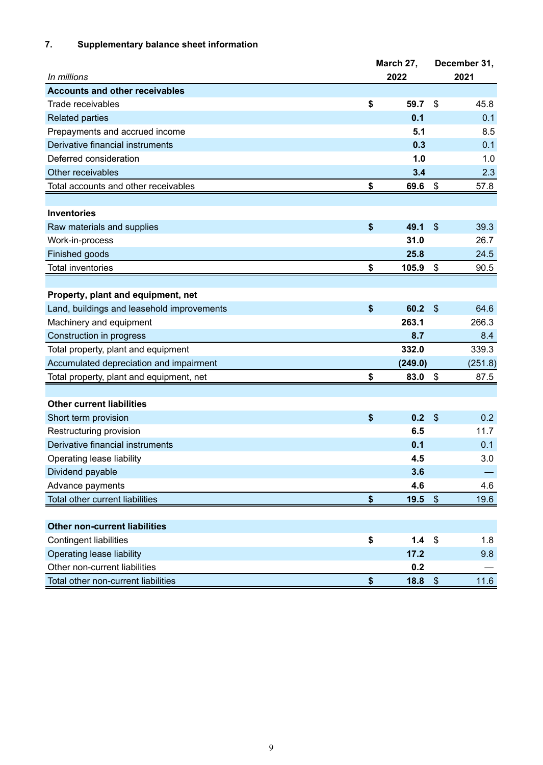## 7. Supplementary balance sheet information

| *In millions* | March 27, 2022 | December 31, 2021 |
|---|---|---|
| **Accounts and other receivables** | | |
| Trade receivables | **$ 59.7** | $ 45.8 |
| Related parties | **0.1** | 0.1 |
| Prepayments and accrued income | **5.1** | 8.5 |
| Derivative financial instruments | **0.3** | 0.1 |
| Deferred consideration | **1.0** | 1.0 |
| Other receivables | **3.4** | 2.3 |
| Total accounts and other receivables | **$ 69.6** | $ 57.8 |
| | | |
| **Inventories** | | |
| Raw materials and supplies | **$ 49.1** | $ 39.3 |
| Work-in-process | **31.0** | 26.7 |
| Finished goods | **25.8** | 24.5 |
| Total inventories | **$ 105.9** | $ 90.5 |
| | | |
| **Property, plant and equipment, net** | | |
| Land, buildings and leasehold improvements | **$ 60.2** | $ 64.6 |
| Machinery and equipment | **263.1** | 266.3 |
| Construction in progress | **8.7** | 8.4 |
| Total property, plant and equipment | **332.0** | 339.3 |
| Accumulated depreciation and impairment | **(249.0)** | (251.8) |
| Total property, plant and equipment, net | **$ 83.0** | $ 87.5 |
| | | |
| **Other current liabilities** | | |
| Short term provision | **$ 0.2** | $ 0.2 |
| Restructuring provision | **6.5** | 11.7 |
| Derivative financial instruments | **0.1** | 0.1 |
| Operating lease liability | **4.5** | 3.0 |
| Dividend payable | **3.6** | — |
| Advance payments | **4.6** | 4.6 |
| Total other current liabilities | **$ 19.5** | $ 19.6 |
| | | |
| **Other non-current liabilities** | | |
| Contingent liabilities | **$ 1.4** | $ 1.8 |
| Operating lease liability | **17.2** | 9.8 |
| Other non-current liabilities | **0.2** | — |
| Total other non-current liabilities | **$ 18.8** | $ 11.6 |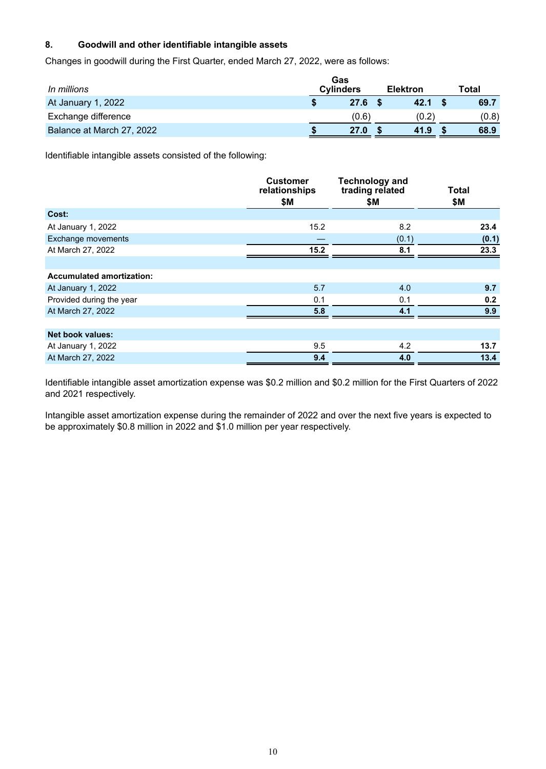## 8. Goodwill and other identifiable intangible assets

Changes in goodwill during the First Quarter, ended March 27, 2022, were as follows:

| *In millions* | Gas Cylinders | Elektron | Total |
|---|---|---|---|
| At January 1, 2022 | $ 27.6 | $ 42.1 | $ 69.7 |
| Exchange difference | (0.6) | (0.2) | (0.8) |
| Balance at March 27, 2022 | $ 27.0 | $ 41.9 | $ 68.9 |

Identifiable intangible assets consisted of the following:

| | Customer relationships $M | Technology and trading related $M | Total $M |
|---|---|---|---|
| **Cost:** | | | |
| At January 1, 2022 | 15.2 | 8.2 | **23.4** |
| Exchange movements | — | (0.1) | **(0.1)** |
| At March 27, 2022 | **15.2** | **8.1** | **23.3** |
| | | | |
| **Accumulated amortization:** | | | |
| At January 1, 2022 | 5.7 | 4.0 | **9.7** |
| Provided during the year | 0.1 | 0.1 | **0.2** |
| At March 27, 2022 | **5.8** | **4.1** | **9.9** |
| | | | |
| **Net book values:** | | | |
| At January 1, 2022 | 9.5 | 4.2 | **13.7** |
| At March 27, 2022 | **9.4** | **4.0** | **13.4** |

Identifiable intangible asset amortization expense was $0.2 million and $0.2 million for the First Quarters of 2022 and 2021 respectively.

Intangible asset amortization expense during the remainder of 2022 and over the next five years is expected to be approximately $0.8 million in 2022 and $1.0 million per year respectively.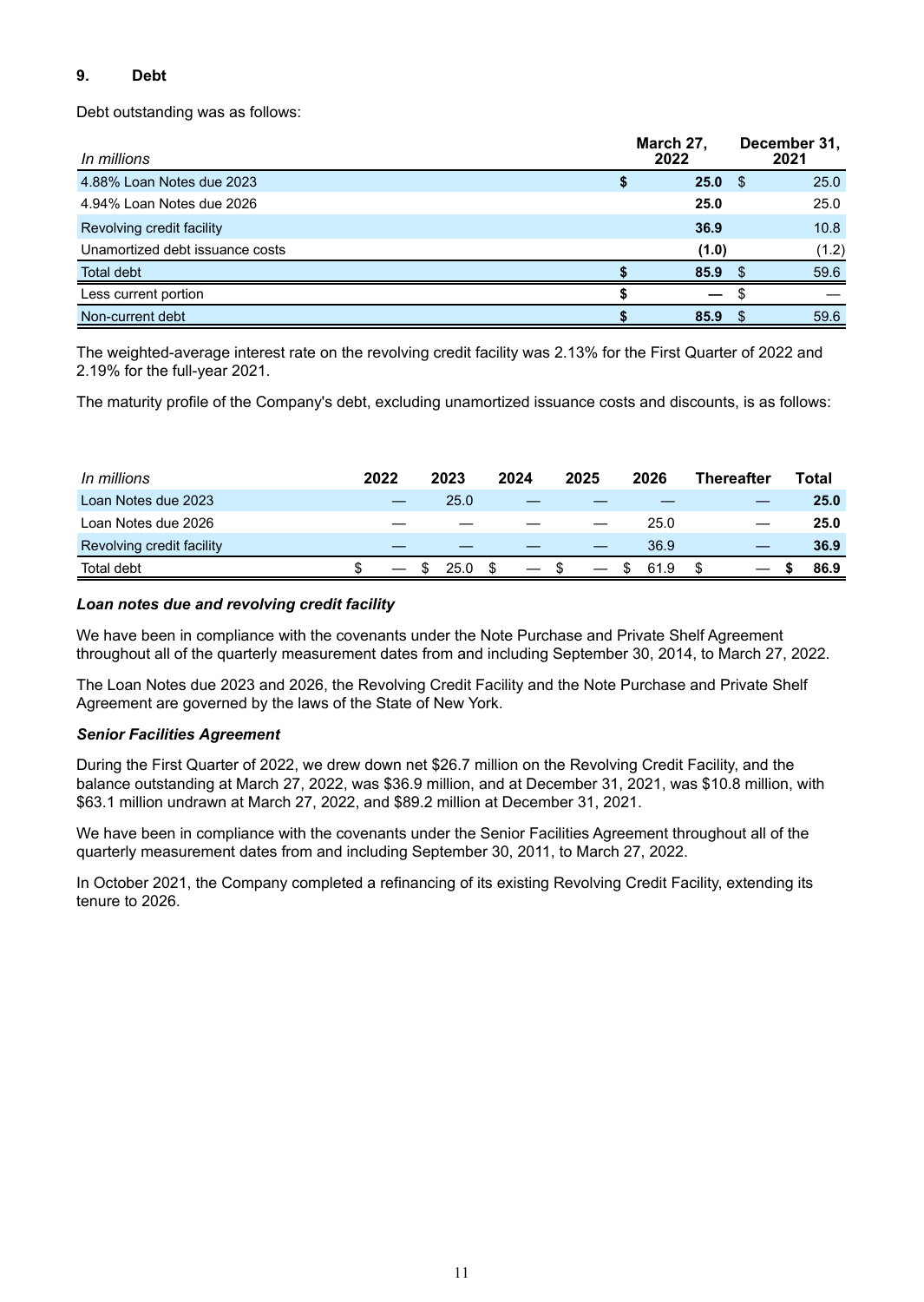## 9. Debt

Debt outstanding was as follows:

| In millions | March 27, 2022 | December 31, 2021 |
|---|---|---|
| 4.88% Loan Notes due 2023 | $ 25.0 | $ 25.0 |
| 4.94% Loan Notes due 2026 | 25.0 | 25.0 |
| Revolving credit facility | 36.9 | 10.8 |
| Unamortized debt issuance costs | (1.0) | (1.2) |
| Total debt | $ 85.9 | $ 59.6 |
| Less current portion | $ — | $ — |
| Non-current debt | $ 85.9 | $ 59.6 |

The weighted-average interest rate on the revolving credit facility was 2.13% for the First Quarter of 2022 and 2.19% for the full-year 2021.

The maturity profile of the Company's debt, excluding unamortized issuance costs and discounts, is as follows:

| In millions | 2022 | 2023 | 2024 | 2025 | 2026 | Thereafter | Total |
|---|---|---|---|---|---|---|---|
| Loan Notes due 2023 | — | 25.0 | — | — | — | — | 25.0 |
| Loan Notes due 2026 | — | — | — | — | 25.0 | — | 25.0 |
| Revolving credit facility | — | — | — | — | 36.9 | — | 36.9 |
| Total debt | $ — | $ 25.0 | $ — | $ — | $ 61.9 | $ — | $ 86.9 |

***Loan notes due and revolving credit facility***

We have been in compliance with the covenants under the Note Purchase and Private Shelf Agreement throughout all of the quarterly measurement dates from and including September 30, 2014, to March 27, 2022.

The Loan Notes due 2023 and 2026, the Revolving Credit Facility and the Note Purchase and Private Shelf Agreement are governed by the laws of the State of New York.

***Senior Facilities Agreement***

During the First Quarter of 2022, we drew down net $26.7 million on the Revolving Credit Facility, and the balance outstanding at March 27, 2022, was $36.9 million, and at December 31, 2021, was $10.8 million, with $63.1 million undrawn at March 27, 2022, and $89.2 million at December 31, 2021.

We have been in compliance with the covenants under the Senior Facilities Agreement throughout all of the quarterly measurement dates from and including September 30, 2011, to March 27, 2022.

In October 2021, the Company completed a refinancing of its existing Revolving Credit Facility, extending its tenure to 2026.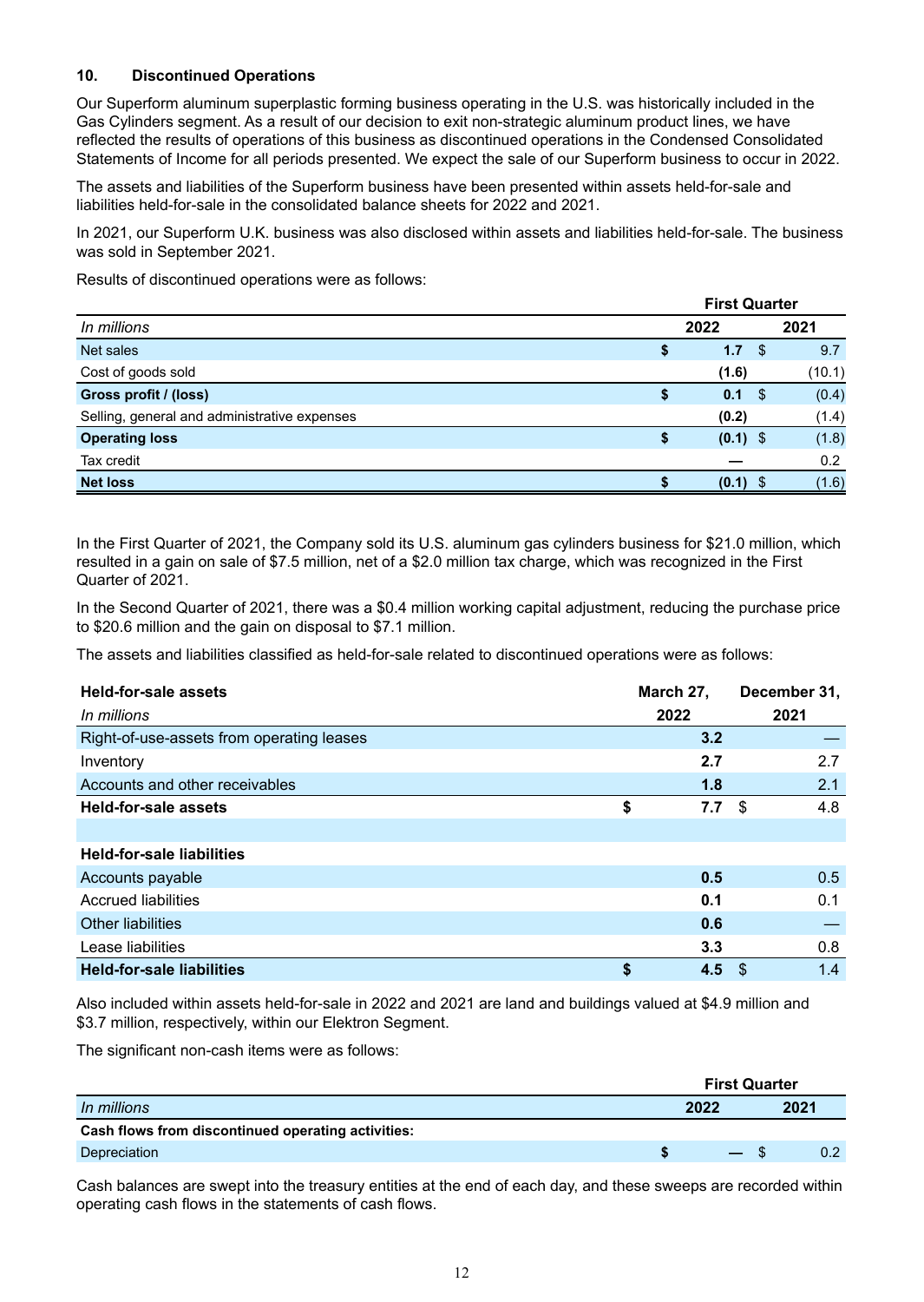## 10. Discontinued Operations

Our Superform aluminum superplastic forming business operating in the U.S. was historically included in the Gas Cylinders segment. As a result of our decision to exit non-strategic aluminum product lines, we have reflected the results of operations of this business as discontinued operations in the Condensed Consolidated Statements of Income for all periods presented. We expect the sale of our Superform business to occur in 2022.

The assets and liabilities of the Superform business have been presented within assets held-for-sale and liabilities held-for-sale in the consolidated balance sheets for 2022 and 2021.

In 2021, our Superform U.K. business was also disclosed within assets and liabilities held-for-sale. The business was sold in September 2021.

Results of discontinued operations were as follows:

| | First Quarter | |
|---|---|---|
| *In millions* | **2022** | **2021** |
| Net sales | **$ 1.7** | $ 9.7 |
| Cost of goods sold | **(1.6)** | (10.1) |
| **Gross profit / (loss)** | **$ 0.1** | $ (0.4) |
| Selling, general and administrative expenses | **(0.2)** | (1.4) |
| **Operating loss** | **$ (0.1)** | $ (1.8) |
| Tax credit | **—** | 0.2 |
| **Net loss** | **$ (0.1)** | $ (1.6) |

In the First Quarter of 2021, the Company sold its U.S. aluminum gas cylinders business for $21.0 million, which resulted in a gain on sale of $7.5 million, net of a $2.0 million tax charge, which was recognized in the First Quarter of 2021.

In the Second Quarter of 2021, there was a $0.4 million working capital adjustment, reducing the purchase price to $20.6 million and the gain on disposal to $7.1 million.

The assets and liabilities classified as held-for-sale related to discontinued operations were as follows:

| **Held-for-sale assets** | **March 27,** | **December 31,** |
|---|---|---|
| *In millions* | **2022** | **2021** |
| Right-of-use-assets from operating leases | **3.2** | — |
| Inventory | **2.7** | 2.7 |
| Accounts and other receivables | **1.8** | 2.1 |
| **Held-for-sale assets** | **$ 7.7** | $ 4.8 |
| | | |
| **Held-for-sale liabilities** | | |
| Accounts payable | **0.5** | 0.5 |
| Accrued liabilities | **0.1** | 0.1 |
| Other liabilities | **0.6** | — |
| Lease liabilities | **3.3** | 0.8 |
| **Held-for-sale liabilities** | **$ 4.5** | $ 1.4 |

Also included within assets held-for-sale in 2022 and 2021 are land and buildings valued at $4.9 million and $3.7 million, respectively, within our Elektron Segment.

The significant non-cash items were as follows:

| | First Quarter | |
|---|---|---|
| *In millions* | **2022** | **2021** |
| **Cash flows from discontinued operating activities:** | | |
| Depreciation | **$ —** | $ 0.2 |

Cash balances are swept into the treasury entities at the end of each day, and these sweeps are recorded within operating cash flows in the statements of cash flows.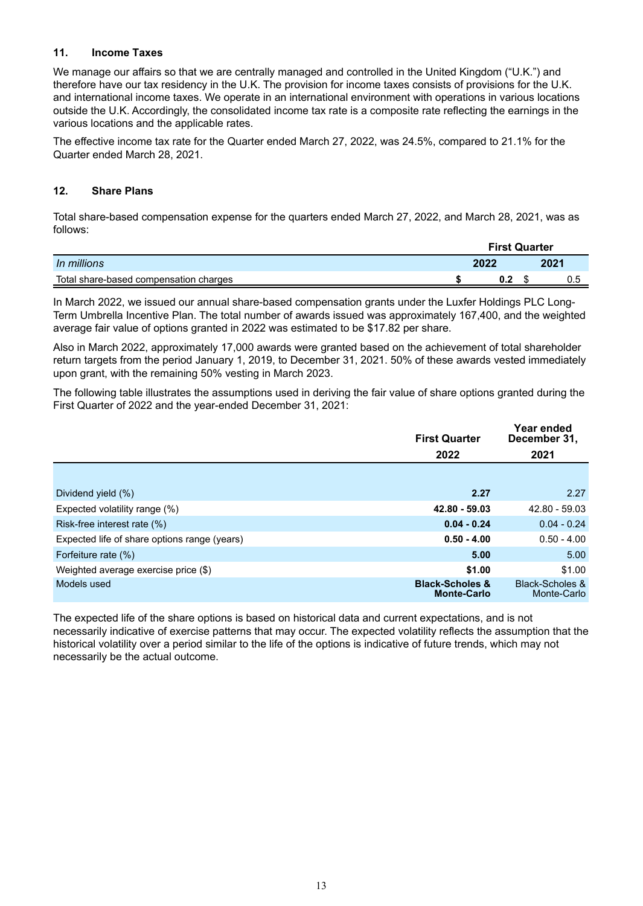## 11. Income Taxes

We manage our affairs so that we are centrally managed and controlled in the United Kingdom ("U.K.") and therefore have our tax residency in the U.K. The provision for income taxes consists of provisions for the U.K. and international income taxes. We operate in an international environment with operations in various locations outside the U.K. Accordingly, the consolidated income tax rate is a composite rate reflecting the earnings in the various locations and the applicable rates.

The effective income tax rate for the Quarter ended March 27, 2022, was 24.5%, compared to 21.1% for the Quarter ended March 28, 2021.

## 12. Share Plans

Total share-based compensation expense for the quarters ended March 27, 2022, and March 28, 2021, was as follows:

| | First Quarter | |
|---|---|---|
| *In millions* | **2022** | **2021** |
| Total share-based compensation charges | **$ 0.2** | $ 0.5 |

In March 2022, we issued our annual share-based compensation grants under the Luxfer Holdings PLC Long-Term Umbrella Incentive Plan. The total number of awards issued was approximately 167,400, and the weighted average fair value of options granted in 2022 was estimated to be $17.82 per share.

Also in March 2022, approximately 17,000 awards were granted based on the achievement of total shareholder return targets from the period January 1, 2019, to December 31, 2021. 50% of these awards vested immediately upon grant, with the remaining 50% vesting in March 2023.

The following table illustrates the assumptions used in deriving the fair value of share options granted during the First Quarter of 2022 and the year-ended December 31, 2021:

| | First Quarter 2022 | Year ended December 31, 2021 |
|---|---|---|
| Dividend yield (%) | **2.27** | 2.27 |
| Expected volatility range (%) | **42.80 - 59.03** | 42.80 - 59.03 |
| Risk-free interest rate (%) | **0.04 - 0.24** | 0.04 - 0.24 |
| Expected life of share options range (years) | **0.50 - 4.00** | 0.50 - 4.00 |
| Forfeiture rate (%) | **5.00** | 5.00 |
| Weighted average exercise price ($) | **$1.00** | $1.00 |
| Models used | **Black-Scholes & Monte-Carlo** | Black-Scholes & Monte-Carlo |

The expected life of the share options is based on historical data and current expectations, and is not necessarily indicative of exercise patterns that may occur. The expected volatility reflects the assumption that the historical volatility over a period similar to the life of the options is indicative of future trends, which may not necessarily be the actual outcome.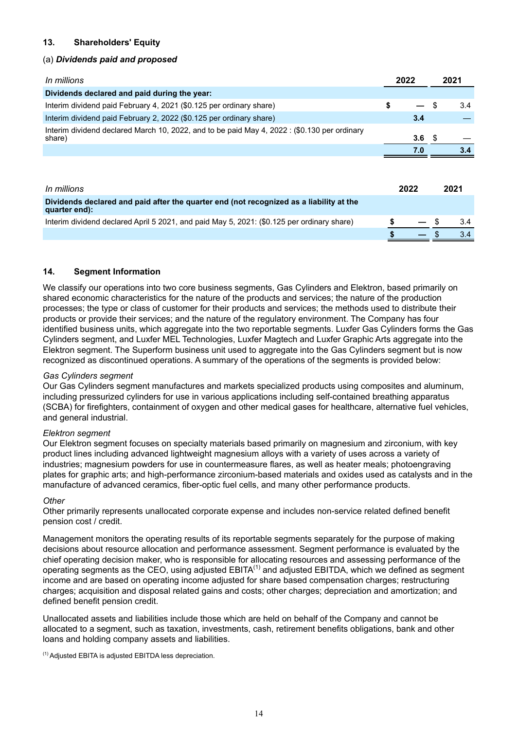## 13. Shareholders' Equity

(a) ***Dividends paid and proposed***

| *In millions* | 2022 | 2021 |
|---|---|---|
| **Dividends declared and paid during the year:** | | |
| Interim dividend paid February 4, 2021 ($0.125 per ordinary share) | $ — | $ 3.4 |
| Interim dividend paid February 2, 2022 ($0.125 per ordinary share) | 3.4 | — |
| Interim dividend declared March 10, 2022, and to be paid May 4, 2022 : ($0.130 per ordinary share) | 3.6 | $ — |
| | 7.0 | 3.4 |

| *In millions* | 2022 | 2021 |
|---|---|---|
| **Dividends declared and paid after the quarter end (not recognized as a liability at the quarter end):** | | |
| Interim dividend declared April 5 2021, and paid May 5, 2021: ($0.125 per ordinary share) | $ — | $ 3.4 |
| | $ — | $ 3.4 |

## 14. Segment Information

We classify our operations into two core business segments, Gas Cylinders and Elektron, based primarily on shared economic characteristics for the nature of the products and services; the nature of the production processes; the type or class of customer for their products and services; the methods used to distribute their products or provide their services; and the nature of the regulatory environment. The Company has four identified business units, which aggregate into the two reportable segments. Luxfer Gas Cylinders forms the Gas Cylinders segment, and Luxfer MEL Technologies, Luxfer Magtech and Luxfer Graphic Arts aggregate into the Elektron segment. The Superform business unit used to aggregate into the Gas Cylinders segment but is now recognized as discontinued operations. A summary of the operations of the segments is provided below:

*Gas Cylinders segment*
Our Gas Cylinders segment manufactures and markets specialized products using composites and aluminum, including pressurized cylinders for use in various applications including self-contained breathing apparatus (SCBA) for firefighters, containment of oxygen and other medical gases for healthcare, alternative fuel vehicles, and general industrial.

*Elektron segment*
Our Elektron segment focuses on specialty materials based primarily on magnesium and zirconium, with key product lines including advanced lightweight magnesium alloys with a variety of uses across a variety of industries; magnesium powders for use in countermeasure flares, as well as heater meals; photoengraving plates for graphic arts; and high-performance zirconium-based materials and oxides used as catalysts and in the manufacture of advanced ceramics, fiber-optic fuel cells, and many other performance products.

*Other*
Other primarily represents unallocated corporate expense and includes non-service related defined benefit pension cost / credit.

Management monitors the operating results of its reportable segments separately for the purpose of making decisions about resource allocation and performance assessment. Segment performance is evaluated by the chief operating decision maker, who is responsible for allocating resources and assessing performance of the operating segments as the CEO, using adjusted EBITA[1] and adjusted EBITDA, which we defined as segment income and are based on operating income adjusted for share based compensation charges; restructuring charges; acquisition and disposal related gains and costs; other charges; depreciation and amortization; and defined benefit pension credit.

Unallocated assets and liabilities include those which are held on behalf of the Company and cannot be allocated to a segment, such as taxation, investments, cash, retirement benefits obligations, bank and other loans and holding company assets and liabilities.

[1] Adjusted EBITA is adjusted EBITDA less depreciation.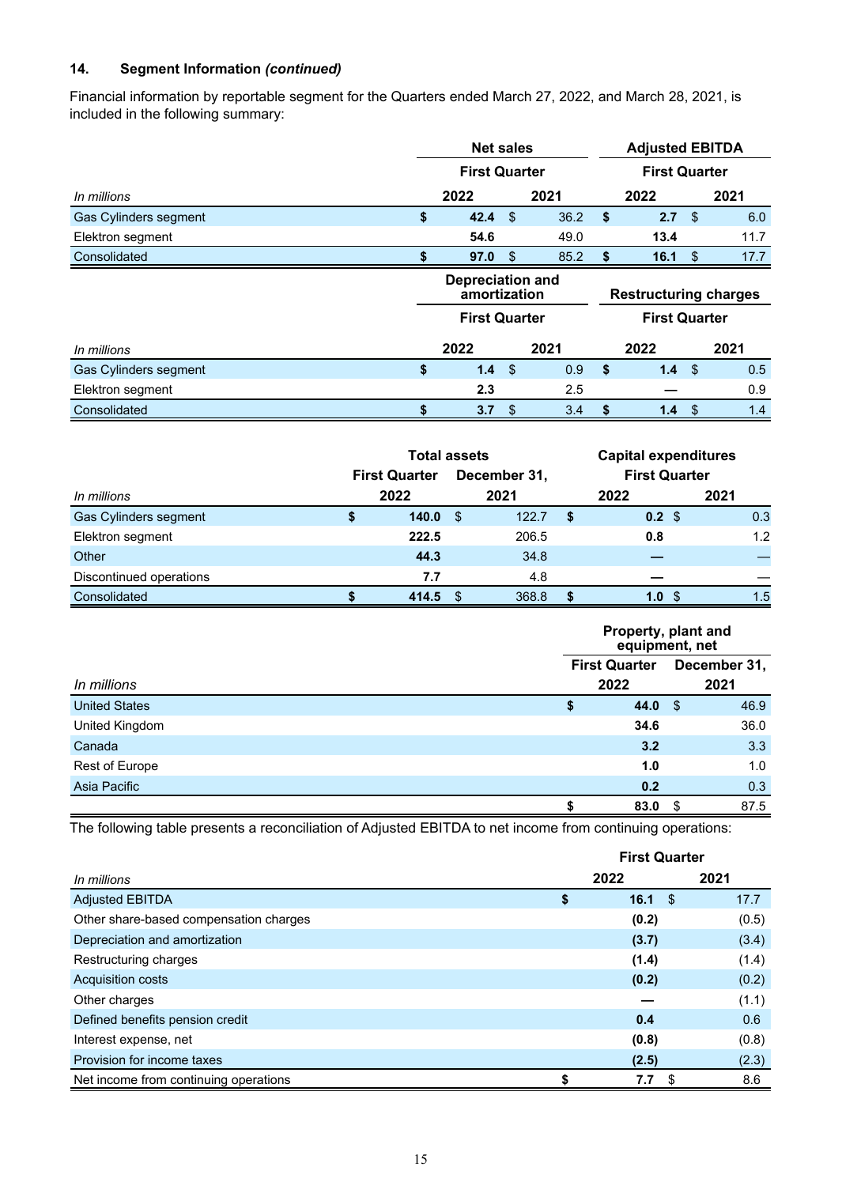### 14. Segment Information *(continued)*

Financial information by reportable segment for the Quarters ended March 27, 2022, and March 28, 2021, is included in the following summary:

| | Net sales | | Adjusted EBITDA | |
|---|---|---|---|---|
| | First Quarter | | First Quarter | |
| *In millions* | 2022 | 2021 | 2022 | 2021 |
| Gas Cylinders segment | **$ 42.4** | $ 36.2 | **$ 2.7** | $ 6.0 |
| Elektron segment | **54.6** | 49.0 | **13.4** | 11.7 |
| Consolidated | **$ 97.0** | $ 85.2 | **$ 16.1** | $ 17.7 |

| | Depreciation and amortization | | Restructuring charges | |
|---|---|---|---|---|
| | First Quarter | | First Quarter | |
| *In millions* | 2022 | 2021 | 2022 | 2021 |
| Gas Cylinders segment | **$ 1.4** | $ 0.9 | **$ 1.4** | $ 0.5 |
| Elektron segment | **2.3** | 2.5 | **—** | 0.9 |
| Consolidated | **$ 3.7** | $ 3.4 | **$ 1.4** | $ 1.4 |

| | Total assets | | Capital expenditures | |
|---|---|---|---|---|
| | First Quarter | December 31, | First Quarter | |
| *In millions* | 2022 | 2021 | 2022 | 2021 |
| Gas Cylinders segment | **$ 140.0** | $ 122.7 | **$ 0.2** | $ 0.3 |
| Elektron segment | **222.5** | 206.5 | **0.8** | 1.2 |
| Other | **44.3** | 34.8 | **—** | — |
| Discontinued operations | **7.7** | 4.8 | **—** | — |
| Consolidated | **$ 414.5** | $ 368.8 | **$ 1.0** | $ 1.5 |

| | Property, plant and equipment, net | |
|---|---|---|
| | First Quarter | December 31, |
| *In millions* | 2022 | 2021 |
| United States | **$ 44.0** | $ 46.9 |
| United Kingdom | **34.6** | 36.0 |
| Canada | **3.2** | 3.3 |
| Rest of Europe | **1.0** | 1.0 |
| Asia Pacific | **0.2** | 0.3 |
| | **$ 83.0** | $ 87.5 |

The following table presents a reconciliation of Adjusted EBITDA to net income from continuing operations:

| | First Quarter | |
|---|---|---|
| *In millions* | 2022 | 2021 |
| Adjusted EBITDA | **$ 16.1** | $ 17.7 |
| Other share-based compensation charges | **(0.2)** | (0.5) |
| Depreciation and amortization | **(3.7)** | (3.4) |
| Restructuring charges | **(1.4)** | (1.4) |
| Acquisition costs | **(0.2)** | (0.2) |
| Other charges | **—** | (1.1) |
| Defined benefits pension credit | **0.4** | 0.6 |
| Interest expense, net | **(0.8)** | (0.8) |
| Provision for income taxes | **(2.5)** | (2.3) |
| Net income from continuing operations | **$ 7.7** | $ 8.6 |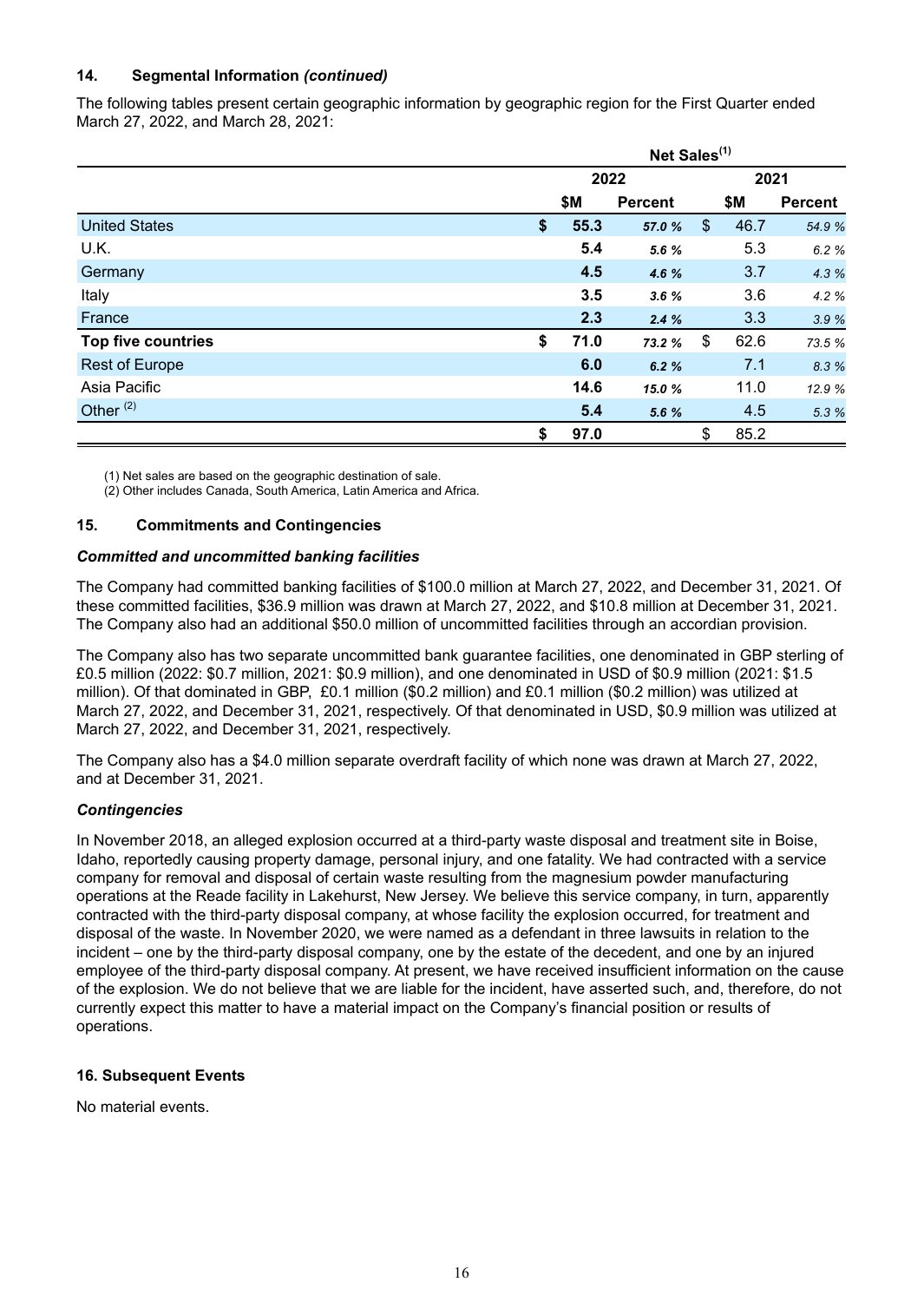## 14. Segmental Information *(continued)*

The following tables present certain geographic information by geographic region for the First Quarter ended March 27, 2022, and March 28, 2021:

| | Net Sales(1) | | | | | |
|---|---|---|---|---|---|---|
| | 2022 | | | 2021 | | |
| | | $M | Percent | | $M | Percent |
| United States | $ | 55.3 | 57.0 % | $ | 46.7 | 54.9 % |
| U.K. | | 5.4 | 5.6 % | | 5.3 | 6.2 % |
| Germany | | 4.5 | 4.6 % | | 3.7 | 4.3 % |
| Italy | | 3.5 | 3.6 % | | 3.6 | 4.2 % |
| France | | 2.3 | 2.4 % | | 3.3 | 3.9 % |
| **Top five countries** | $ | 71.0 | 73.2 % | $ | 62.6 | 73.5 % |
| Rest of Europe | | 6.0 | 6.2 % | | 7.1 | 8.3 % |
| Asia Pacific | | 14.6 | 15.0 % | | 11.0 | 12.9 % |
| Other (2) | | 5.4 | 5.6 % | | 4.5 | 5.3 % |
| | $ | 97.0 | | $ | 85.2 | |

(1) Net sales are based on the geographic destination of sale.
(2) Other includes Canada, South America, Latin America and Africa.

## 15. Commitments and Contingencies

### *Committed and uncommitted banking facilities*

The Company had committed banking facilities of $100.0 million at March 27, 2022, and December 31, 2021. Of these committed facilities, $36.9 million was drawn at March 27, 2022, and $10.8 million at December 31, 2021. The Company also had an additional $50.0 million of uncommitted facilities through an accordian provision.

The Company also has two separate uncommitted bank guarantee facilities, one denominated in GBP sterling of £0.5 million (2022: $0.7 million, 2021: $0.9 million), and one denominated in USD of $0.9 million (2021: $1.5 million). Of that dominated in GBP, £0.1 million ($0.2 million) and £0.1 million ($0.2 million) was utilized at March 27, 2022, and December 31, 2021, respectively. Of that denominated in USD, $0.9 million was utilized at March 27, 2022, and December 31, 2021, respectively.

The Company also has a $4.0 million separate overdraft facility of which none was drawn at March 27, 2022, and at December 31, 2021.

### *Contingencies*

In November 2018, an alleged explosion occurred at a third-party waste disposal and treatment site in Boise, Idaho, reportedly causing property damage, personal injury, and one fatality. We had contracted with a service company for removal and disposal of certain waste resulting from the magnesium powder manufacturing operations at the Reade facility in Lakehurst, New Jersey. We believe this service company, in turn, apparently contracted with the third-party disposal company, at whose facility the explosion occurred, for treatment and disposal of the waste. In November 2020, we were named as a defendant in three lawsuits in relation to the incident – one by the third-party disposal company, one by the estate of the decedent, and one by an injured employee of the third-party disposal company. At present, we have received insufficient information on the cause of the explosion. We do not believe that we are liable for the incident, have asserted such, and, therefore, do not currently expect this matter to have a material impact on the Company's financial position or results of operations.

## 16. Subsequent Events

No material events.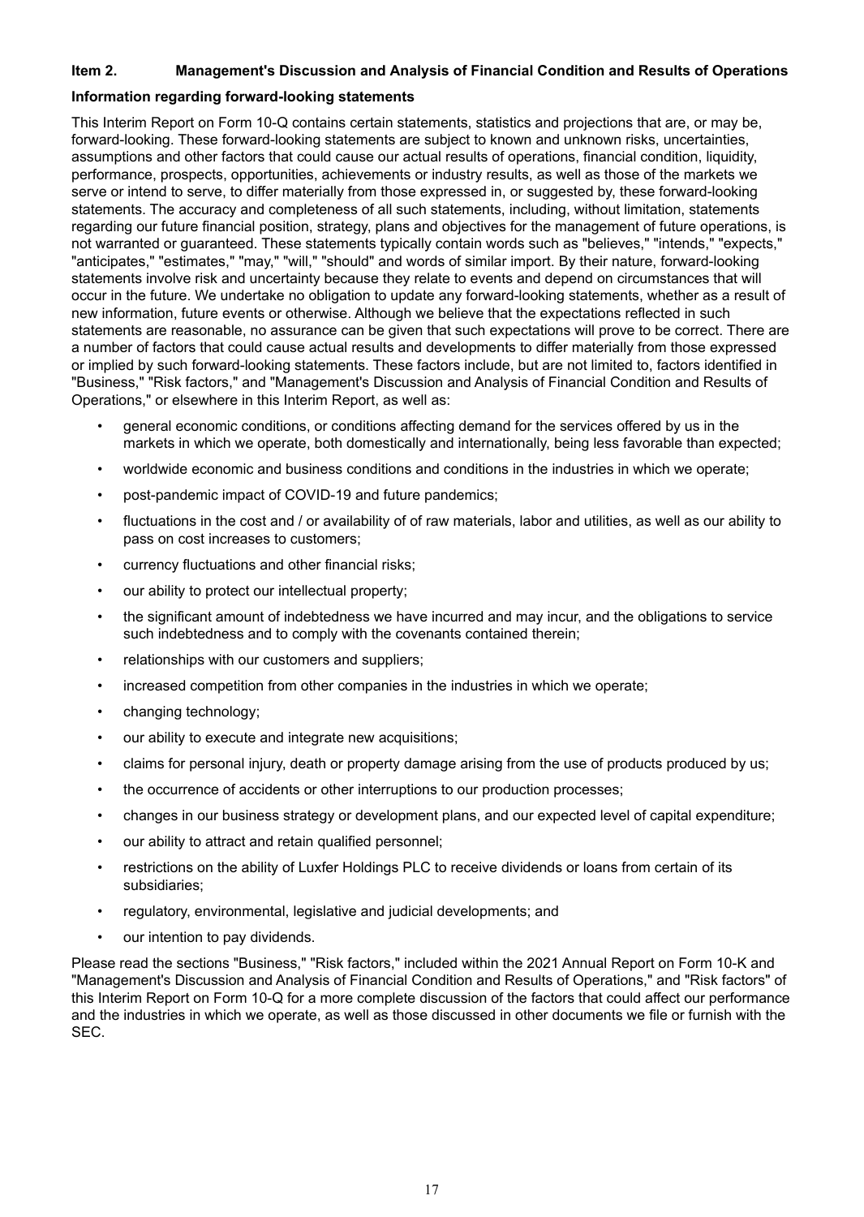## Item 2. Management's Discussion and Analysis of Financial Condition and Results of Operations

### Information regarding forward-looking statements

This Interim Report on Form 10-Q contains certain statements, statistics and projections that are, or may be, forward-looking. These forward-looking statements are subject to known and unknown risks, uncertainties, assumptions and other factors that could cause our actual results of operations, financial condition, liquidity, performance, prospects, opportunities, achievements or industry results, as well as those of the markets we serve or intend to serve, to differ materially from those expressed in, or suggested by, these forward-looking statements. The accuracy and completeness of all such statements, including, without limitation, statements regarding our future financial position, strategy, plans and objectives for the management of future operations, is not warranted or guaranteed. These statements typically contain words such as "believes," "intends," "expects," "anticipates," "estimates," "may," "will," "should" and words of similar import. By their nature, forward-looking statements involve risk and uncertainty because they relate to events and depend on circumstances that will occur in the future. We undertake no obligation to update any forward-looking statements, whether as a result of new information, future events or otherwise. Although we believe that the expectations reflected in such statements are reasonable, no assurance can be given that such expectations will prove to be correct. There are a number of factors that could cause actual results and developments to differ materially from those expressed or implied by such forward-looking statements. These factors include, but are not limited to, factors identified in "Business," "Risk factors," and "Management's Discussion and Analysis of Financial Condition and Results of Operations," or elsewhere in this Interim Report, as well as:

- general economic conditions, or conditions affecting demand for the services offered by us in the markets in which we operate, both domestically and internationally, being less favorable than expected;
- worldwide economic and business conditions and conditions in the industries in which we operate;
- post-pandemic impact of COVID-19 and future pandemics;
- fluctuations in the cost and / or availability of of raw materials, labor and utilities, as well as our ability to pass on cost increases to customers;
- currency fluctuations and other financial risks;
- our ability to protect our intellectual property;
- the significant amount of indebtedness we have incurred and may incur, and the obligations to service such indebtedness and to comply with the covenants contained therein;
- relationships with our customers and suppliers;
- increased competition from other companies in the industries in which we operate;
- changing technology;
- our ability to execute and integrate new acquisitions;
- claims for personal injury, death or property damage arising from the use of products produced by us;
- the occurrence of accidents or other interruptions to our production processes;
- changes in our business strategy or development plans, and our expected level of capital expenditure;
- our ability to attract and retain qualified personnel;
- restrictions on the ability of Luxfer Holdings PLC to receive dividends or loans from certain of its subsidiaries;
- regulatory, environmental, legislative and judicial developments; and
- our intention to pay dividends.

Please read the sections "Business," "Risk factors," included within the 2021 Annual Report on Form 10-K and "Management's Discussion and Analysis of Financial Condition and Results of Operations," and "Risk factors" of this Interim Report on Form 10-Q for a more complete discussion of the factors that could affect our performance and the industries in which we operate, as well as those discussed in other documents we file or furnish with the SEC.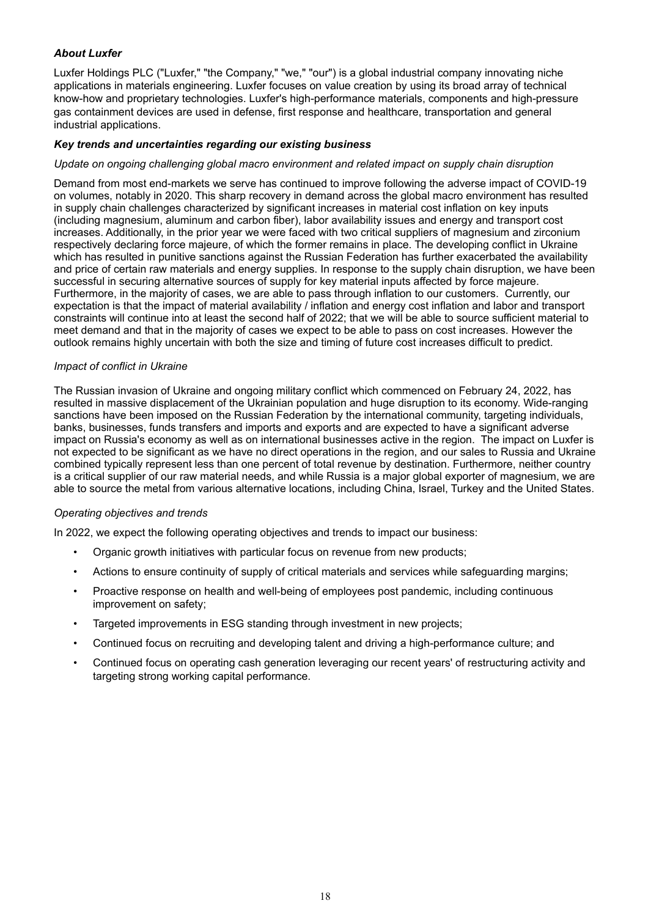***About Luxfer***

Luxfer Holdings PLC ("Luxfer," "the Company," "we," "our") is a global industrial company innovating niche applications in materials engineering. Luxfer focuses on value creation by using its broad array of technical know-how and proprietary technologies. Luxfer's high-performance materials, components and high-pressure gas containment devices are used in defense, first response and healthcare, transportation and general industrial applications.

***Key trends and uncertainties regarding our existing business***

*Update on ongoing challenging global macro environment and related impact on supply chain disruption*

Demand from most end-markets we serve has continued to improve following the adverse impact of COVID-19 on volumes, notably in 2020. This sharp recovery in demand across the global macro environment has resulted in supply chain challenges characterized by significant increases in material cost inflation on key inputs (including magnesium, aluminum and carbon fiber), labor availability issues and energy and transport cost increases. Additionally, in the prior year we were faced with two critical suppliers of magnesium and zirconium respectively declaring force majeure, of which the former remains in place. The developing conflict in Ukraine which has resulted in punitive sanctions against the Russian Federation has further exacerbated the availability and price of certain raw materials and energy supplies. In response to the supply chain disruption, we have been successful in securing alternative sources of supply for key material inputs affected by force majeure. Furthermore, in the majority of cases, we are able to pass through inflation to our customers. Currently, our expectation is that the impact of material availability / inflation and energy cost inflation and labor and transport constraints will continue into at least the second half of 2022; that we will be able to source sufficient material to meet demand and that in the majority of cases we expect to be able to pass on cost increases. However the outlook remains highly uncertain with both the size and timing of future cost increases difficult to predict.

*Impact of conflict in Ukraine*

The Russian invasion of Ukraine and ongoing military conflict which commenced on February 24, 2022, has resulted in massive displacement of the Ukrainian population and huge disruption to its economy. Wide-ranging sanctions have been imposed on the Russian Federation by the international community, targeting individuals, banks, businesses, funds transfers and imports and exports and are expected to have a significant adverse impact on Russia's economy as well as on international businesses active in the region. The impact on Luxfer is not expected to be significant as we have no direct operations in the region, and our sales to Russia and Ukraine combined typically represent less than one percent of total revenue by destination. Furthermore, neither country is a critical supplier of our raw material needs, and while Russia is a major global exporter of magnesium, we are able to source the metal from various alternative locations, including China, Israel, Turkey and the United States.

*Operating objectives and trends*

In 2022, we expect the following operating objectives and trends to impact our business:

- Organic growth initiatives with particular focus on revenue from new products;
- Actions to ensure continuity of supply of critical materials and services while safeguarding margins;
- Proactive response on health and well-being of employees post pandemic, including continuous improvement on safety;
- Targeted improvements in ESG standing through investment in new projects;
- Continued focus on recruiting and developing talent and driving a high-performance culture; and
- Continued focus on operating cash generation leveraging our recent years' of restructuring activity and targeting strong working capital performance.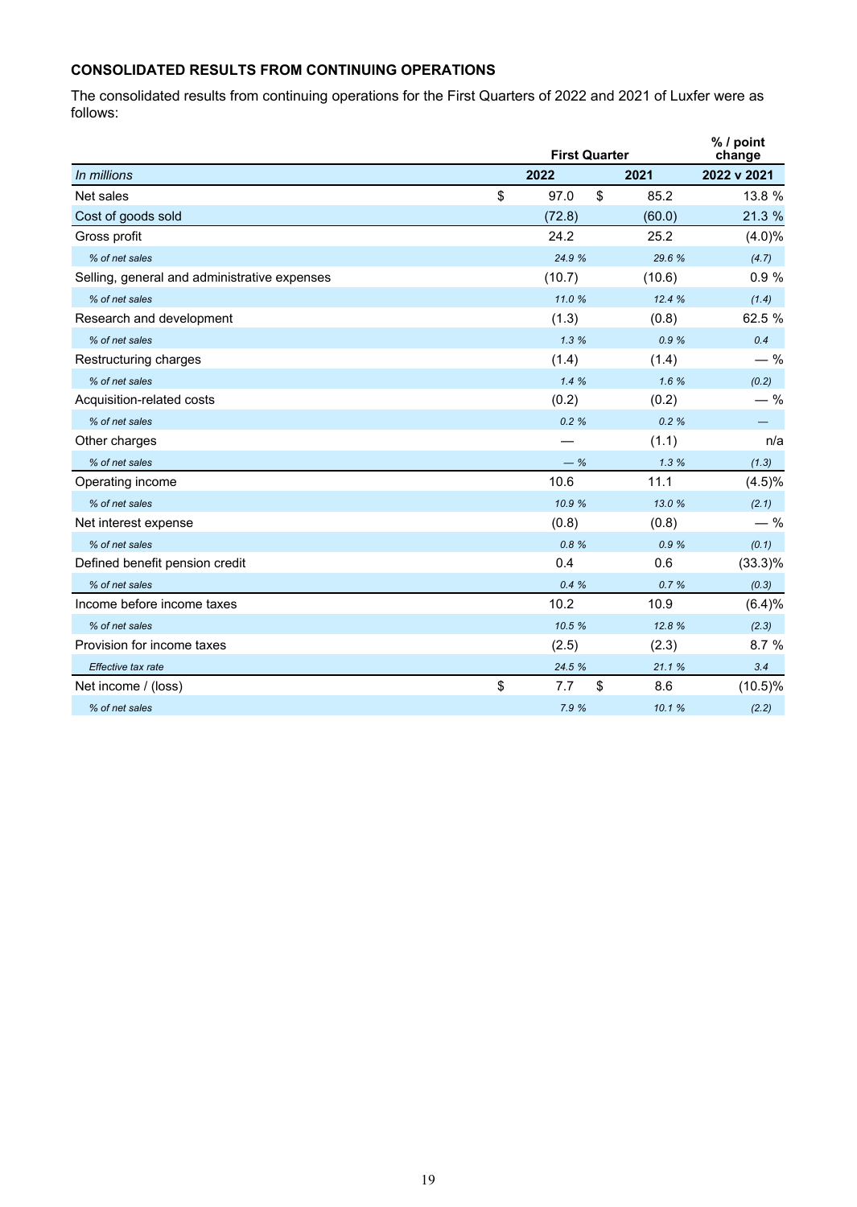**CONSOLIDATED RESULTS FROM CONTINUING OPERATIONS**

The consolidated results from continuing operations for the First Quarters of 2022 and 2021 of Luxfer were as follows:

| | First Quarter | | % / point change |
|---|---|---|---|
| *In millions* | **2022** | **2021** | **2022 v 2021** |
| Net sales | $ 97.0 | $ 85.2 | 13.8 % |
| Cost of goods sold | (72.8) | (60.0) | 21.3 % |
| Gross profit | 24.2 | 25.2 | (4.0)% |
| *% of net sales* | *24.9 %* | *29.6 %* | *(4.7)* |
| Selling, general and administrative expenses | (10.7) | (10.6) | 0.9 % |
| *% of net sales* | *11.0 %* | *12.4 %* | *(1.4)* |
| Research and development | (1.3) | (0.8) | 62.5 % |
| *% of net sales* | *1.3 %* | *0.9 %* | *0.4* |
| Restructuring charges | (1.4) | (1.4) | — % |
| *% of net sales* | *1.4 %* | *1.6 %* | *(0.2)* |
| Acquisition-related costs | (0.2) | (0.2) | — % |
| *% of net sales* | *0.2 %* | *0.2 %* | *—* |
| Other charges | — | (1.1) | n/a |
| *% of net sales* | *— %* | *1.3 %* | *(1.3)* |
| Operating income | 10.6 | 11.1 | (4.5)% |
| *% of net sales* | *10.9 %* | *13.0 %* | *(2.1)* |
| Net interest expense | (0.8) | (0.8) | — % |
| *% of net sales* | *0.8 %* | *0.9 %* | *(0.1)* |
| Defined benefit pension credit | 0.4 | 0.6 | (33.3)% |
| *% of net sales* | *0.4 %* | *0.7 %* | *(0.3)* |
| Income before income taxes | 10.2 | 10.9 | (6.4)% |
| *% of net sales* | *10.5 %* | *12.8 %* | *(2.3)* |
| Provision for income taxes | (2.5) | (2.3) | 8.7 % |
| *Effective tax rate* | *24.5 %* | *21.1 %* | *3.4* |
| Net income / (loss) | $ 7.7 | $ 8.6 | (10.5)% |
| *% of net sales* | *7.9 %* | *10.1 %* | *(2.2)* |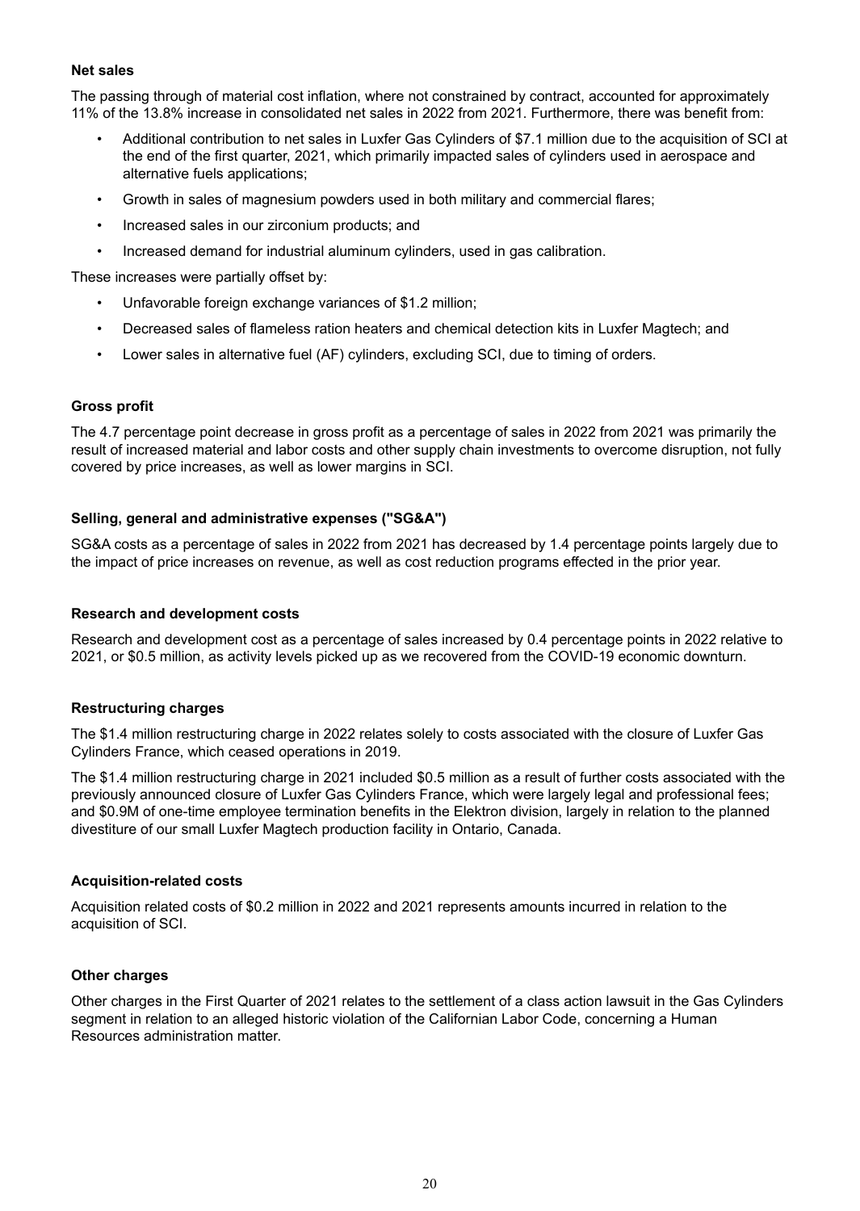**Net sales**

The passing through of material cost inflation, where not constrained by contract, accounted for approximately 11% of the 13.8% increase in consolidated net sales in 2022 from 2021. Furthermore, there was benefit from:

- Additional contribution to net sales in Luxfer Gas Cylinders of $7.1 million due to the acquisition of SCI at the end of the first quarter, 2021, which primarily impacted sales of cylinders used in aerospace and alternative fuels applications;
- Growth in sales of magnesium powders used in both military and commercial flares;
- Increased sales in our zirconium products; and
- Increased demand for industrial aluminum cylinders, used in gas calibration.

These increases were partially offset by:

- Unfavorable foreign exchange variances of $1.2 million;
- Decreased sales of flameless ration heaters and chemical detection kits in Luxfer Magtech; and
- Lower sales in alternative fuel (AF) cylinders, excluding SCI, due to timing of orders.

**Gross profit**

The 4.7 percentage point decrease in gross profit as a percentage of sales in 2022 from 2021 was primarily the result of increased material and labor costs and other supply chain investments to overcome disruption, not fully covered by price increases, as well as lower margins in SCI.

**Selling, general and administrative expenses ("SG&A")**

SG&A costs as a percentage of sales in 2022 from 2021 has decreased by 1.4 percentage points largely due to the impact of price increases on revenue, as well as cost reduction programs effected in the prior year.

**Research and development costs**

Research and development cost as a percentage of sales increased by 0.4 percentage points in 2022 relative to 2021, or $0.5 million, as activity levels picked up as we recovered from the COVID-19 economic downturn.

**Restructuring charges**

The $1.4 million restructuring charge in 2022 relates solely to costs associated with the closure of Luxfer Gas Cylinders France, which ceased operations in 2019.

The $1.4 million restructuring charge in 2021 included $0.5 million as a result of further costs associated with the previously announced closure of Luxfer Gas Cylinders France, which were largely legal and professional fees; and $0.9M of one-time employee termination benefits in the Elektron division, largely in relation to the planned divestiture of our small Luxfer Magtech production facility in Ontario, Canada.

**Acquisition-related costs**

Acquisition related costs of $0.2 million in 2022 and 2021 represents amounts incurred in relation to the acquisition of SCI.

**Other charges**

Other charges in the First Quarter of 2021 relates to the settlement of a class action lawsuit in the Gas Cylinders segment in relation to an alleged historic violation of the Californian Labor Code, concerning a Human Resources administration matter.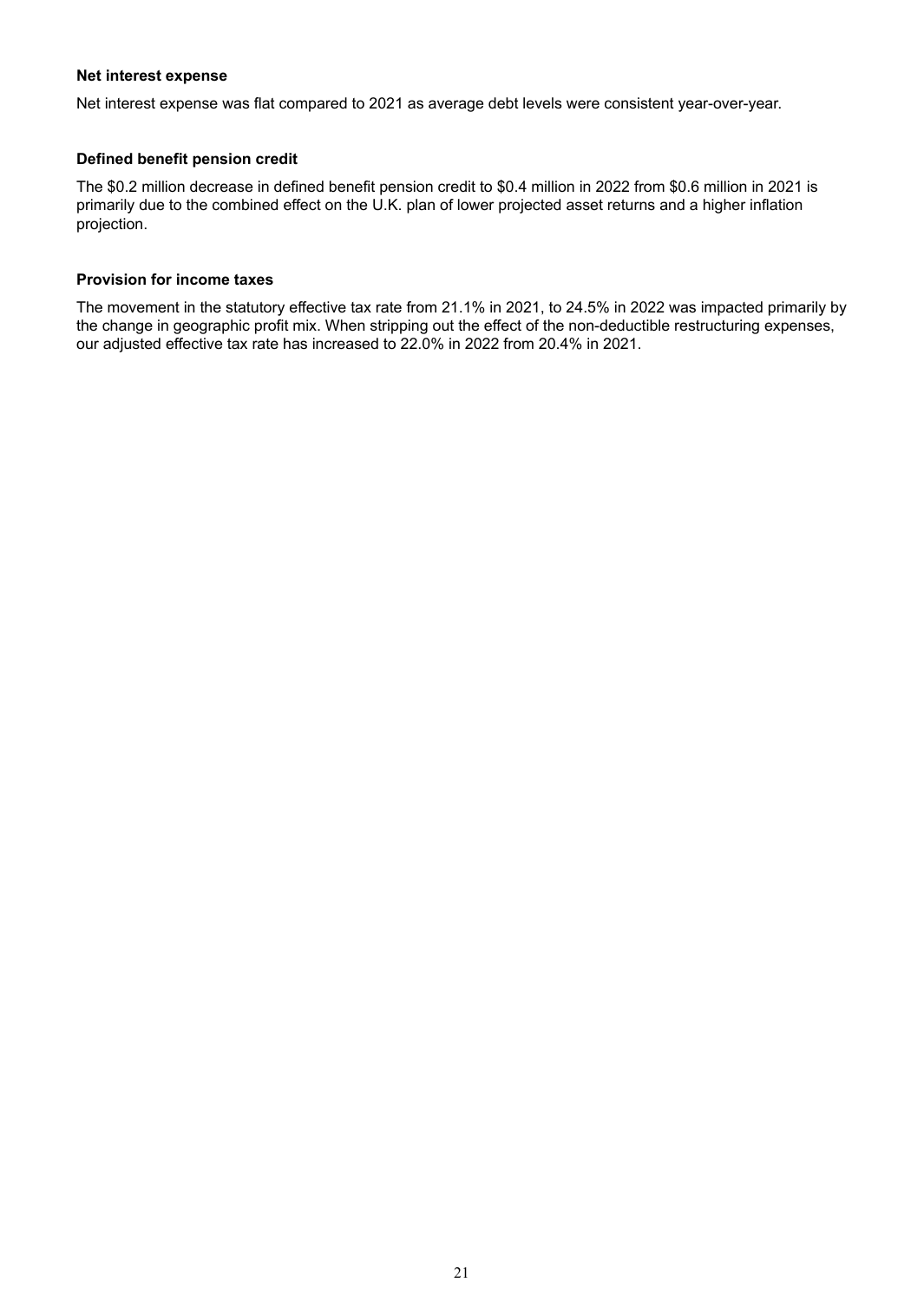**Net interest expense**

Net interest expense was flat compared to 2021 as average debt levels were consistent year-over-year.

**Defined benefit pension credit**

The $0.2 million decrease in defined benefit pension credit to $0.4 million in 2022 from $0.6 million in 2021 is primarily due to the combined effect on the U.K. plan of lower projected asset returns and a higher inflation projection.

**Provision for income taxes**

The movement in the statutory effective tax rate from 21.1% in 2021, to 24.5% in 2022 was impacted primarily by the change in geographic profit mix. When stripping out the effect of the non-deductible restructuring expenses, our adjusted effective tax rate has increased to 22.0% in 2022 from 20.4% in 2021.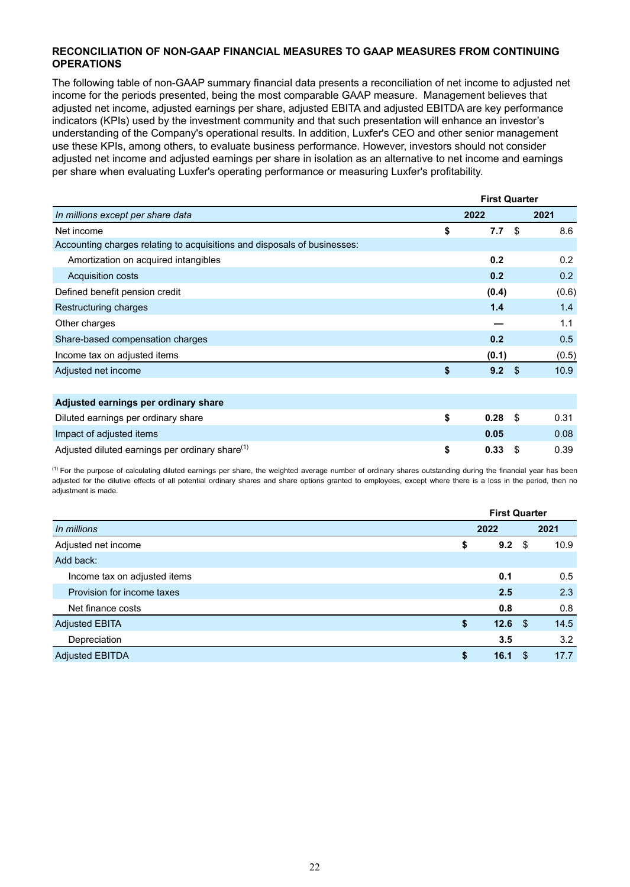## RECONCILIATION OF NON-GAAP FINANCIAL MEASURES TO GAAP MEASURES FROM CONTINUING OPERATIONS

The following table of non-GAAP summary financial data presents a reconciliation of net income to adjusted net income for the periods presented, being the most comparable GAAP measure. Management believes that adjusted net income, adjusted earnings per share, adjusted EBITA and adjusted EBITDA are key performance indicators (KPIs) used by the investment community and that such presentation will enhance an investor's understanding of the Company's operational results. In addition, Luxfer's CEO and other senior management use these KPIs, among others, to evaluate business performance. However, investors should not consider adjusted net income and adjusted earnings per share in isolation as an alternative to net income and earnings per share when evaluating Luxfer's operating performance or measuring Luxfer's profitability.

| | First Quarter | |
|---|---|---|
| *In millions except per share data* | **2022** | **2021** |
| Net income | **$ 7.7** | $ 8.6 |
| Accounting charges relating to acquisitions and disposals of businesses: | | |
| Amortization on acquired intangibles | **0.2** | 0.2 |
| Acquisition costs | **0.2** | 0.2 |
| Defined benefit pension credit | **(0.4)** | (0.6) |
| Restructuring charges | **1.4** | 1.4 |
| Other charges | **—** | 1.1 |
| Share-based compensation charges | **0.2** | 0.5 |
| Income tax on adjusted items | **(0.1)** | (0.5) |
| Adjusted net income | **$ 9.2** | $ 10.9 |
| | | |
| **Adjusted earnings per ordinary share** | | |
| Diluted earnings per ordinary share | **$ 0.28** | $ 0.31 |
| Impact of adjusted items | **0.05** | 0.08 |
| Adjusted diluted earnings per ordinary share[1] | **$ 0.33** | $ 0.39 |

[1] For the purpose of calculating diluted earnings per share, the weighted average number of ordinary shares outstanding during the financial year has been adjusted for the dilutive effects of all potential ordinary shares and share options granted to employees, except where there is a loss in the period, then no adjustment is made.

| | First Quarter | |
|---|---|---|
| *In millions* | **2022** | **2021** |
| Adjusted net income | **$ 9.2** | $ 10.9 |
| Add back: | | |
| Income tax on adjusted items | **0.1** | 0.5 |
| Provision for income taxes | **2.5** | 2.3 |
| Net finance costs | **0.8** | 0.8 |
| Adjusted EBITA | **$ 12.6** | $ 14.5 |
| Depreciation | **3.5** | 3.2 |
| Adjusted EBITDA | **$ 16.1** | $ 17.7 |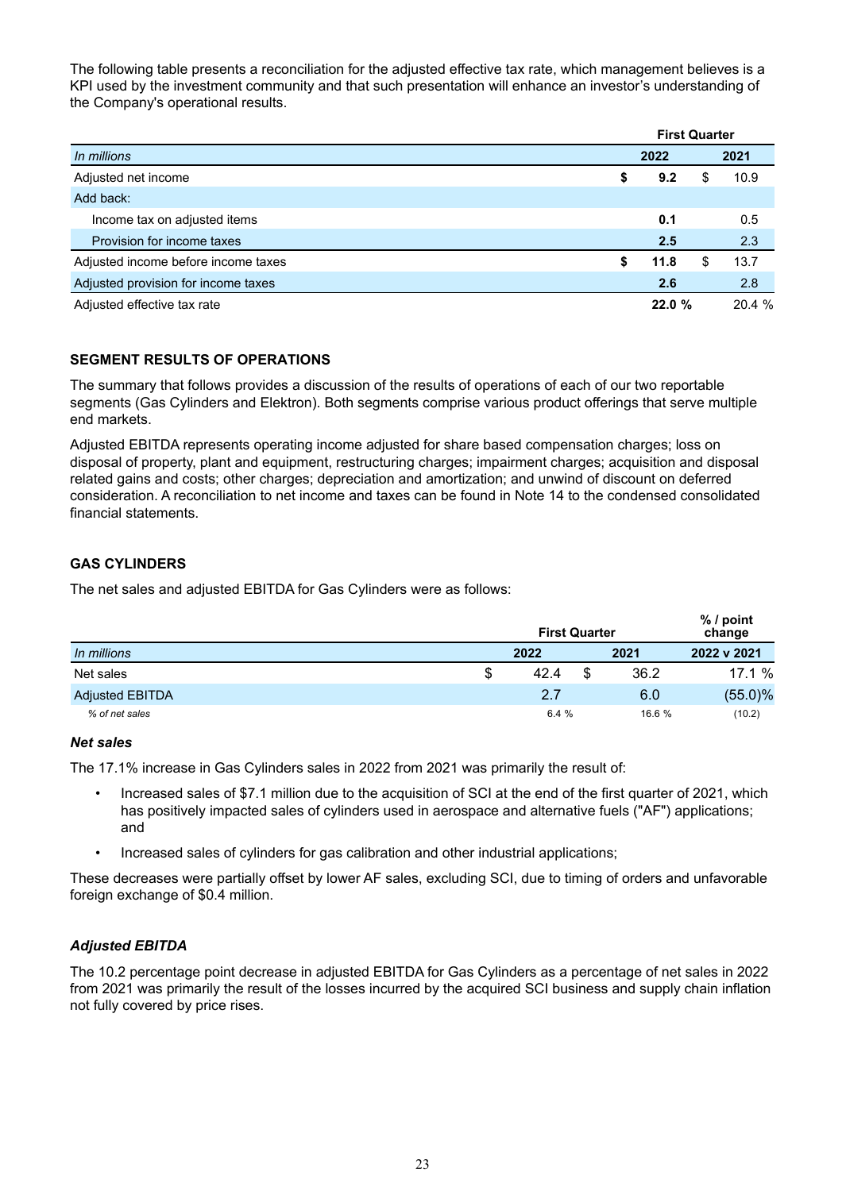The following table presents a reconciliation for the adjusted effective tax rate, which management believes is a KPI used by the investment community and that such presentation will enhance an investor's understanding of the Company's operational results.

| | First Quarter | |
|---|---|---|
| *In millions* | **2022** | **2021** |
| Adjusted net income | **$ 9.2** | $ 10.9 |
| Add back: | | |
| Income tax on adjusted items | **0.1** | 0.5 |
| Provision for income taxes | **2.5** | 2.3 |
| Adjusted income before income taxes | **$ 11.8** | $ 13.7 |
| Adjusted provision for income taxes | **2.6** | 2.8 |
| Adjusted effective tax rate | **22.0 %** | 20.4 % |

## SEGMENT RESULTS OF OPERATIONS

The summary that follows provides a discussion of the results of operations of each of our two reportable segments (Gas Cylinders and Elektron). Both segments comprise various product offerings that serve multiple end markets.

Adjusted EBITDA represents operating income adjusted for share based compensation charges; loss on disposal of property, plant and equipment, restructuring charges; impairment charges; acquisition and disposal related gains and costs; other charges; depreciation and amortization; and unwind of discount on deferred consideration. A reconciliation to net income and taxes can be found in Note 14 to the condensed consolidated financial statements.

## GAS CYLINDERS

The net sales and adjusted EBITDA for Gas Cylinders were as follows:

| | First Quarter | | % / point change |
|---|---|---|---|
| *In millions* | **2022** | **2021** | **2022 v 2021** |
| Net sales | $ 42.4 | $ 36.2 | 17.1 % |
| Adjusted EBITDA | 2.7 | 6.0 | (55.0)% |
| *% of net sales* | 6.4 % | 16.6 % | (10.2) |

### *Net sales*

The 17.1% increase in Gas Cylinders sales in 2022 from 2021 was primarily the result of:

- Increased sales of $7.1 million due to the acquisition of SCI at the end of the first quarter of 2021, which has positively impacted sales of cylinders used in aerospace and alternative fuels ("AF") applications; and
- Increased sales of cylinders for gas calibration and other industrial applications;

These decreases were partially offset by lower AF sales, excluding SCI, due to timing of orders and unfavorable foreign exchange of $0.4 million.

### *Adjusted EBITDA*

The 10.2 percentage point decrease in adjusted EBITDA for Gas Cylinders as a percentage of net sales in 2022 from 2021 was primarily the result of the losses incurred by the acquired SCI business and supply chain inflation not fully covered by price rises.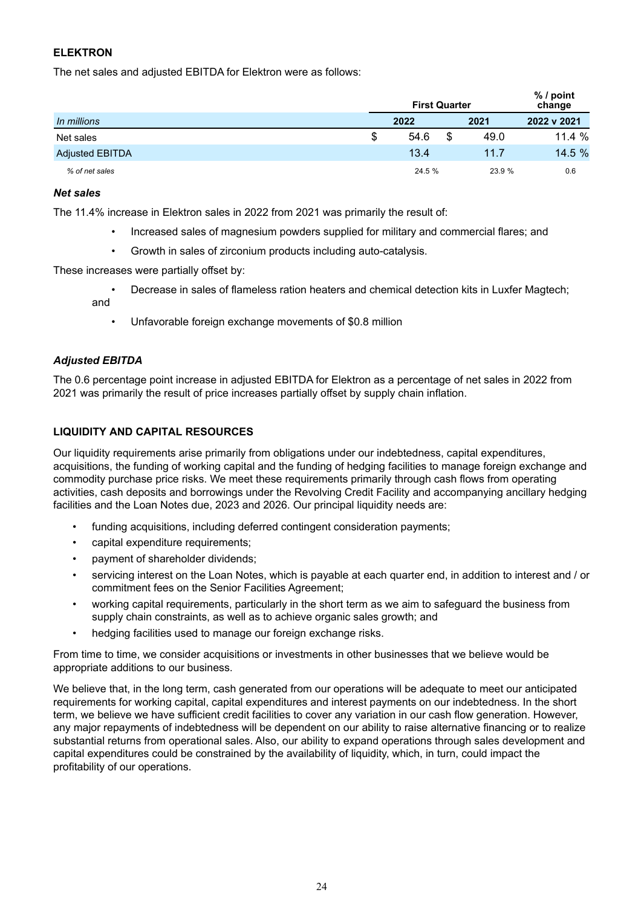## ELEKTRON

The net sales and adjusted EBITDA for Elektron were as follows:

| | First Quarter | | % / point change |
|---|---|---|---|
| *In millions* | 2022 | 2021 | 2022 v 2021 |
| Net sales | $ 54.6 | $ 49.0 | 11.4 % |
| Adjusted EBITDA | 13.4 | 11.7 | 14.5 % |
| *% of net sales* | 24.5 % | 23.9 % | 0.6 |

### *Net sales*

The 11.4% increase in Elektron sales in 2022 from 2021 was primarily the result of:

- Increased sales of magnesium powders supplied for military and commercial flares; and
- Growth in sales of zirconium products including auto-catalysis.

These increases were partially offset by:

- Decrease in sales of flameless ration heaters and chemical detection kits in Luxfer Magtech; and
- Unfavorable foreign exchange movements of $0.8 million

### *Adjusted EBITDA*

The 0.6 percentage point increase in adjusted EBITDA for Elektron as a percentage of net sales in 2022 from 2021 was primarily the result of price increases partially offset by supply chain inflation.

## LIQUIDITY AND CAPITAL RESOURCES

Our liquidity requirements arise primarily from obligations under our indebtedness, capital expenditures, acquisitions, the funding of working capital and the funding of hedging facilities to manage foreign exchange and commodity purchase price risks. We meet these requirements primarily through cash flows from operating activities, cash deposits and borrowings under the Revolving Credit Facility and accompanying ancillary hedging facilities and the Loan Notes due, 2023 and 2026. Our principal liquidity needs are:

- funding acquisitions, including deferred contingent consideration payments;
- capital expenditure requirements;
- payment of shareholder dividends;
- servicing interest on the Loan Notes, which is payable at each quarter end, in addition to interest and / or commitment fees on the Senior Facilities Agreement;
- working capital requirements, particularly in the short term as we aim to safeguard the business from supply chain constraints, as well as to achieve organic sales growth; and
- hedging facilities used to manage our foreign exchange risks.

From time to time, we consider acquisitions or investments in other businesses that we believe would be appropriate additions to our business.

We believe that, in the long term, cash generated from our operations will be adequate to meet our anticipated requirements for working capital, capital expenditures and interest payments on our indebtedness. In the short term, we believe we have sufficient credit facilities to cover any variation in our cash flow generation. However, any major repayments of indebtedness will be dependent on our ability to raise alternative financing or to realize substantial returns from operational sales. Also, our ability to expand operations through sales development and capital expenditures could be constrained by the availability of liquidity, which, in turn, could impact the profitability of our operations.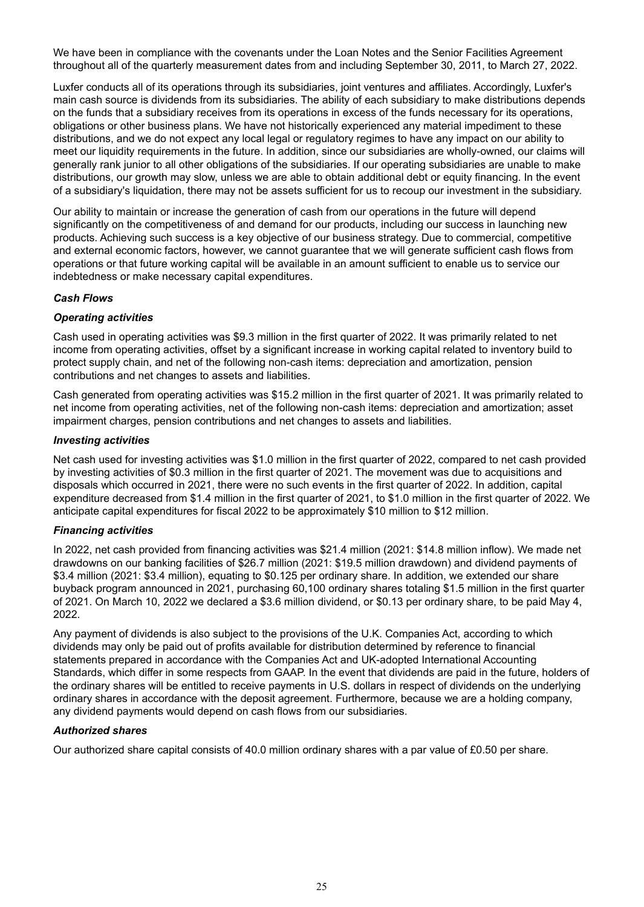We have been in compliance with the covenants under the Loan Notes and the Senior Facilities Agreement throughout all of the quarterly measurement dates from and including September 30, 2011, to March 27, 2022.

Luxfer conducts all of its operations through its subsidiaries, joint ventures and affiliates. Accordingly, Luxfer's main cash source is dividends from its subsidiaries. The ability of each subsidiary to make distributions depends on the funds that a subsidiary receives from its operations in excess of the funds necessary for its operations, obligations or other business plans. We have not historically experienced any material impediment to these distributions, and we do not expect any local legal or regulatory regimes to have any impact on our ability to meet our liquidity requirements in the future. In addition, since our subsidiaries are wholly-owned, our claims will generally rank junior to all other obligations of the subsidiaries. If our operating subsidiaries are unable to make distributions, our growth may slow, unless we are able to obtain additional debt or equity financing. In the event of a subsidiary's liquidation, there may not be assets sufficient for us to recoup our investment in the subsidiary.

Our ability to maintain or increase the generation of cash from our operations in the future will depend significantly on the competitiveness of and demand for our products, including our success in launching new products. Achieving such success is a key objective of our business strategy. Due to commercial, competitive and external economic factors, however, we cannot guarantee that we will generate sufficient cash flows from operations or that future working capital will be available in an amount sufficient to enable us to service our indebtedness or make necessary capital expenditures.

***Cash Flows***

***Operating activities***

Cash used in operating activities was $9.3 million in the first quarter of 2022. It was primarily related to net income from operating activities, offset by a significant increase in working capital related to inventory build to protect supply chain, and net of the following non-cash items: depreciation and amortization, pension contributions and net changes to assets and liabilities.

Cash generated from operating activities was $15.2 million in the first quarter of 2021. It was primarily related to net income from operating activities, net of the following non-cash items: depreciation and amortization; asset impairment charges, pension contributions and net changes to assets and liabilities.

***Investing activities***

Net cash used for investing activities was $1.0 million in the first quarter of 2022, compared to net cash provided by investing activities of $0.3 million in the first quarter of 2021. The movement was due to acquisitions and disposals which occurred in 2021, there were no such events in the first quarter of 2022. In addition, capital expenditure decreased from $1.4 million in the first quarter of 2021, to $1.0 million in the first quarter of 2022. We anticipate capital expenditures for fiscal 2022 to be approximately $10 million to $12 million.

***Financing activities***

In 2022, net cash provided from financing activities was $21.4 million (2021: $14.8 million inflow). We made net drawdowns on our banking facilities of $26.7 million (2021: $19.5 million drawdown) and dividend payments of $3.4 million (2021: $3.4 million), equating to $0.125 per ordinary share. In addition, we extended our share buyback program announced in 2021, purchasing 60,100 ordinary shares totaling $1.5 million in the first quarter of 2021. On March 10, 2022 we declared a $3.6 million dividend, or $0.13 per ordinary share, to be paid May 4, 2022.

Any payment of dividends is also subject to the provisions of the U.K. Companies Act, according to which dividends may only be paid out of profits available for distribution determined by reference to financial statements prepared in accordance with the Companies Act and UK-adopted International Accounting Standards, which differ in some respects from GAAP. In the event that dividends are paid in the future, holders of the ordinary shares will be entitled to receive payments in U.S. dollars in respect of dividends on the underlying ordinary shares in accordance with the deposit agreement. Furthermore, because we are a holding company, any dividend payments would depend on cash flows from our subsidiaries.

***Authorized shares***

Our authorized share capital consists of 40.0 million ordinary shares with a par value of £0.50 per share.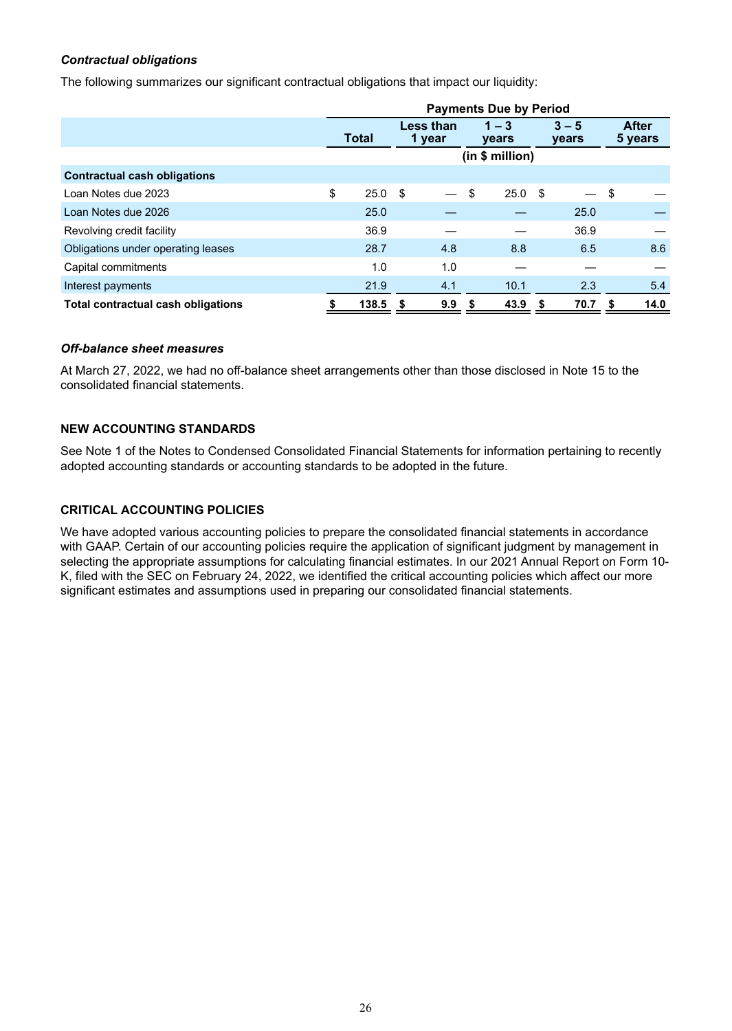***Contractual obligations***

The following summarizes our significant contractual obligations that impact our liquidity:

| | Payments Due by Period | | | | |
|---|---|---|---|---|---|
| | Total | Less than 1 year | 1 – 3 years | 3 – 5 years | After 5 years |
| | | | (in $ million) | | |
| **Contractual cash obligations** | | | | | |
| Loan Notes due 2023 | $ 25.0 | $ — | $ 25.0 | $ — | $ — |
| Loan Notes due 2026 | 25.0 | — | — | 25.0 | — |
| Revolving credit facility | 36.9 | — | — | 36.9 | — |
| Obligations under operating leases | 28.7 | 4.8 | 8.8 | 6.5 | 8.6 |
| Capital commitments | 1.0 | 1.0 | — | — | — |
| Interest payments | 21.9 | 4.1 | 10.1 | 2.3 | 5.4 |
| **Total contractual cash obligations** | **$ 138.5** | **$ 9.9** | **$ 43.9** | **$ 70.7** | **$ 14.0** |

***Off-balance sheet measures***

At March 27, 2022, we had no off-balance sheet arrangements other than those disclosed in Note 15 to the consolidated financial statements.

## NEW ACCOUNTING STANDARDS

See Note 1 of the Notes to Condensed Consolidated Financial Statements for information pertaining to recently adopted accounting standards or accounting standards to be adopted in the future.

## CRITICAL ACCOUNTING POLICIES

We have adopted various accounting policies to prepare the consolidated financial statements in accordance with GAAP. Certain of our accounting policies require the application of significant judgment by management in selecting the appropriate assumptions for calculating financial estimates. In our 2021 Annual Report on Form 10-K, filed with the SEC on February 24, 2022, we identified the critical accounting policies which affect our more significant estimates and assumptions used in preparing our consolidated financial statements.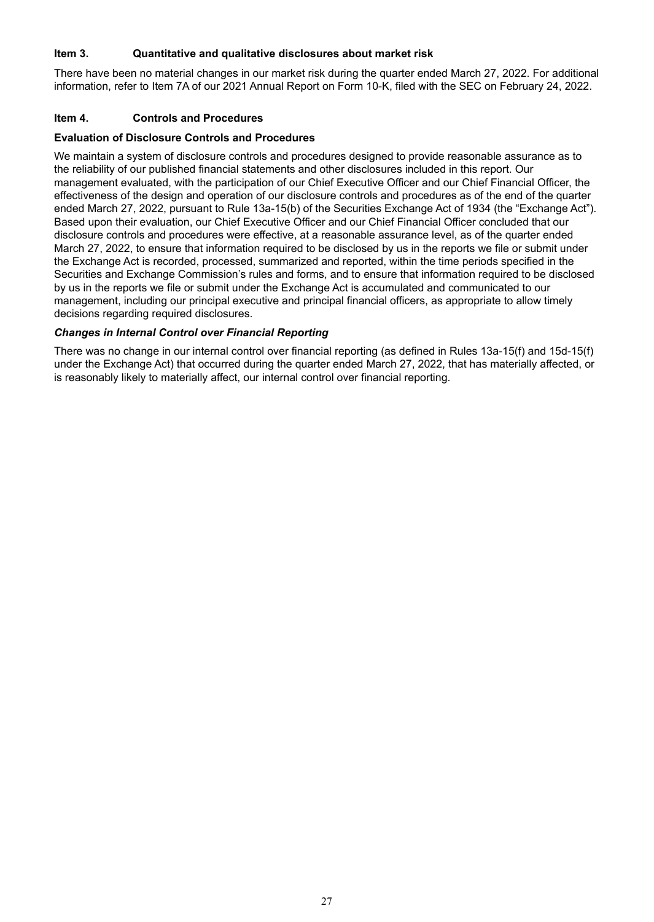## Item 3. Quantitative and qualitative disclosures about market risk

There have been no material changes in our market risk during the quarter ended March 27, 2022. For additional information, refer to Item 7A of our 2021 Annual Report on Form 10-K, filed with the SEC on February 24, 2022.

## Item 4. Controls and Procedures

### Evaluation of Disclosure Controls and Procedures

We maintain a system of disclosure controls and procedures designed to provide reasonable assurance as to the reliability of our published financial statements and other disclosures included in this report. Our management evaluated, with the participation of our Chief Executive Officer and our Chief Financial Officer, the effectiveness of the design and operation of our disclosure controls and procedures as of the end of the quarter ended March 27, 2022, pursuant to Rule 13a-15(b) of the Securities Exchange Act of 1934 (the "Exchange Act"). Based upon their evaluation, our Chief Executive Officer and our Chief Financial Officer concluded that our disclosure controls and procedures were effective, at a reasonable assurance level, as of the quarter ended March 27, 2022, to ensure that information required to be disclosed by us in the reports we file or submit under the Exchange Act is recorded, processed, summarized and reported, within the time periods specified in the Securities and Exchange Commission's rules and forms, and to ensure that information required to be disclosed by us in the reports we file or submit under the Exchange Act is accumulated and communicated to our management, including our principal executive and principal financial officers, as appropriate to allow timely decisions regarding required disclosures.

### *Changes in Internal Control over Financial Reporting*

There was no change in our internal control over financial reporting (as defined in Rules 13a-15(f) and 15d-15(f) under the Exchange Act) that occurred during the quarter ended March 27, 2022, that has materially affected, or is reasonably likely to materially affect, our internal control over financial reporting.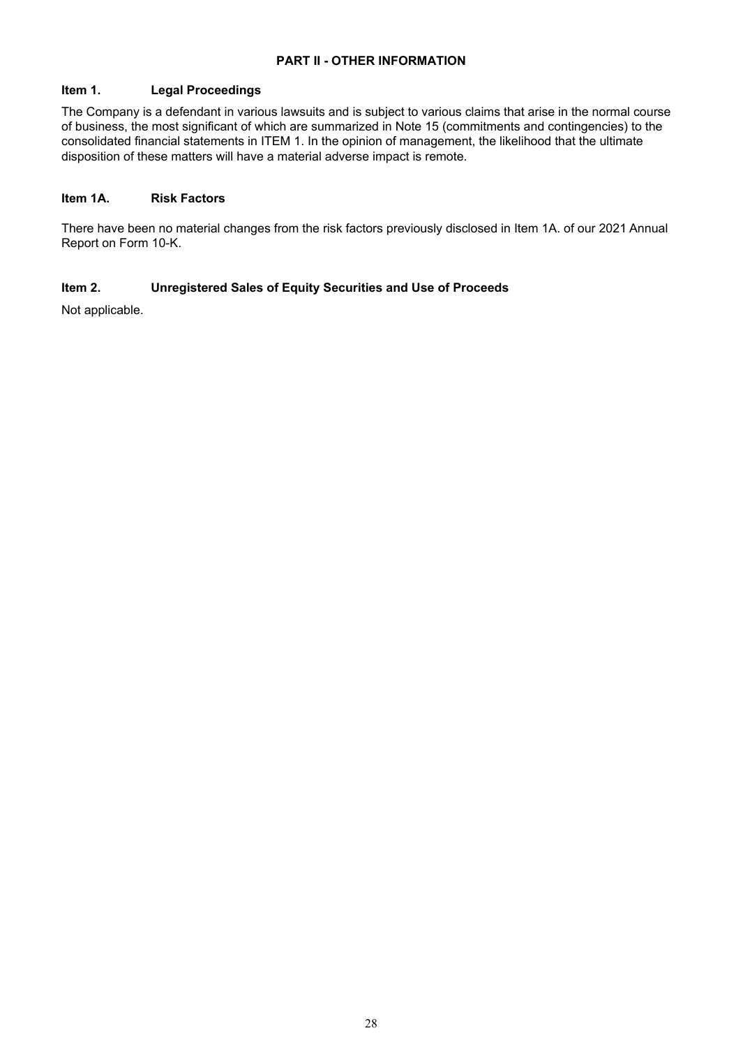# PART II - OTHER INFORMATION

## Item 1. Legal Proceedings

The Company is a defendant in various lawsuits and is subject to various claims that arise in the normal course of business, the most significant of which are summarized in Note 15 (commitments and contingencies) to the consolidated financial statements in ITEM 1. In the opinion of management, the likelihood that the ultimate disposition of these matters will have a material adverse impact is remote.

## Item 1A. Risk Factors

There have been no material changes from the risk factors previously disclosed in Item 1A. of our 2021 Annual Report on Form 10-K.

## Item 2. Unregistered Sales of Equity Securities and Use of Proceeds

Not applicable.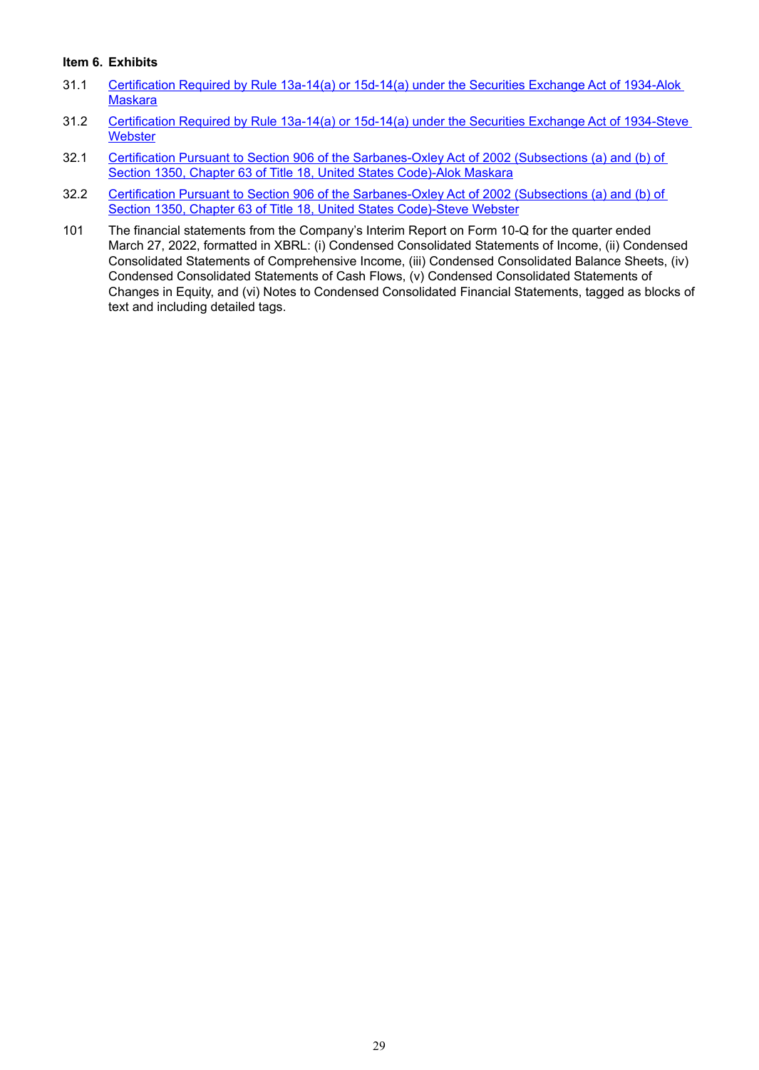### Item 6. Exhibits

| | |
|---|---|
| 31.1 | Certification Required by Rule 13a-14(a) or 15d-14(a) under the Securities Exchange Act of 1934-Alok Maskara |
| 31.2 | Certification Required by Rule 13a-14(a) or 15d-14(a) under the Securities Exchange Act of 1934-Steve Webster |
| 32.1 | Certification Pursuant to Section 906 of the Sarbanes-Oxley Act of 2002 (Subsections (a) and (b) of Section 1350, Chapter 63 of Title 18, United States Code)-Alok Maskara |
| 32.2 | Certification Pursuant to Section 906 of the Sarbanes-Oxley Act of 2002 (Subsections (a) and (b) of Section 1350, Chapter 63 of Title 18, United States Code)-Steve Webster |
| 101 | The financial statements from the Company's Interim Report on Form 10-Q for the quarter ended March 27, 2022, formatted in XBRL: (i) Condensed Consolidated Statements of Income, (ii) Condensed Consolidated Statements of Comprehensive Income, (iii) Condensed Consolidated Balance Sheets, (iv) Condensed Consolidated Statements of Cash Flows, (v) Condensed Consolidated Statements of Changes in Equity, and (vi) Notes to Condensed Consolidated Financial Statements, tagged as blocks of text and including detailed tags. |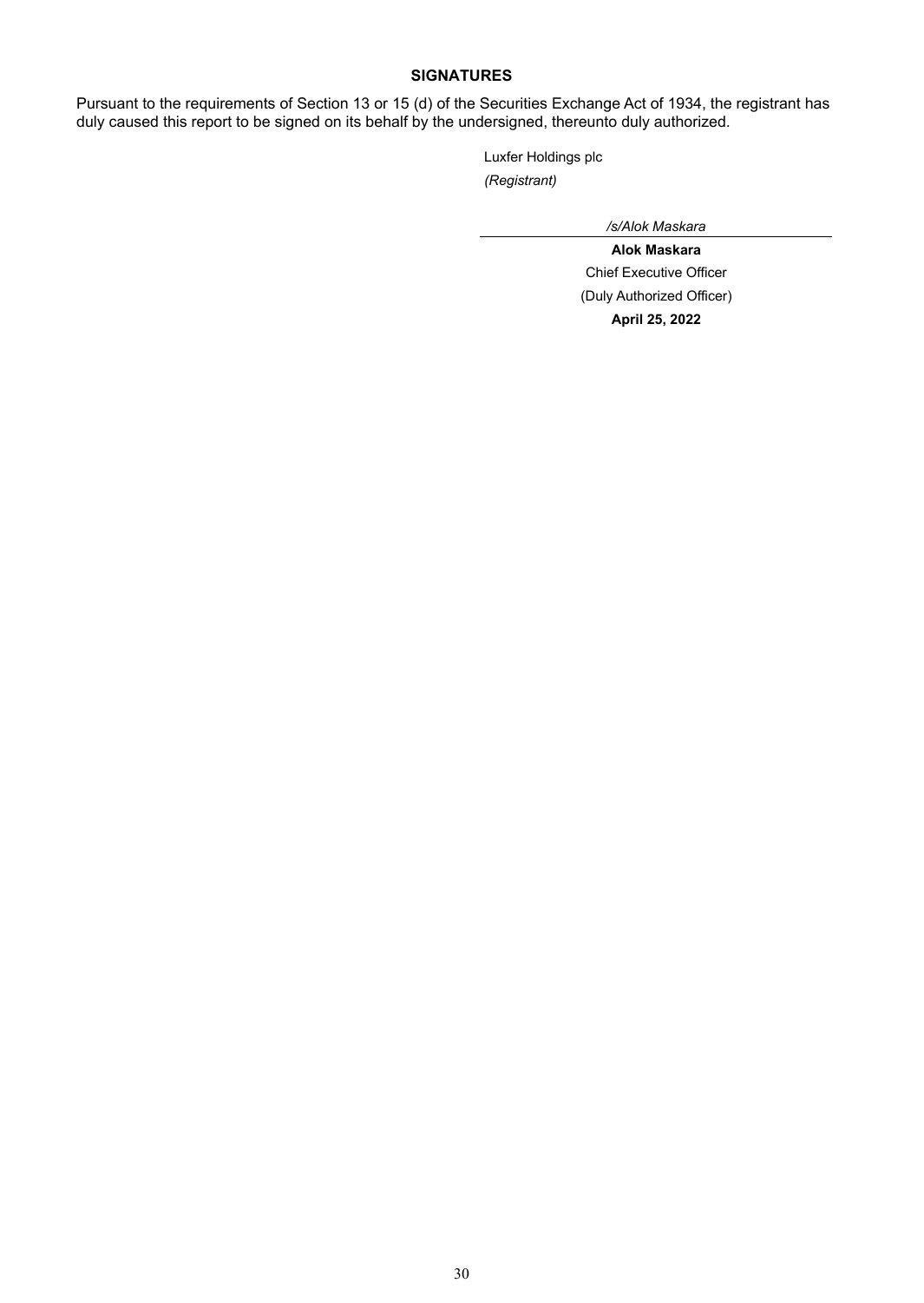**SIGNATURES**

Pursuant to the requirements of Section 13 or 15 (d) of the Securities Exchange Act of 1934, the registrant has duly caused this report to be signed on its behalf by the undersigned, thereunto duly authorized.

Luxfer Holdings plc

*(Registrant)*

*/s/Alok Maskara*

**Alok Maskara**

Chief Executive Officer

(Duly Authorized Officer)

**April 25, 2022**